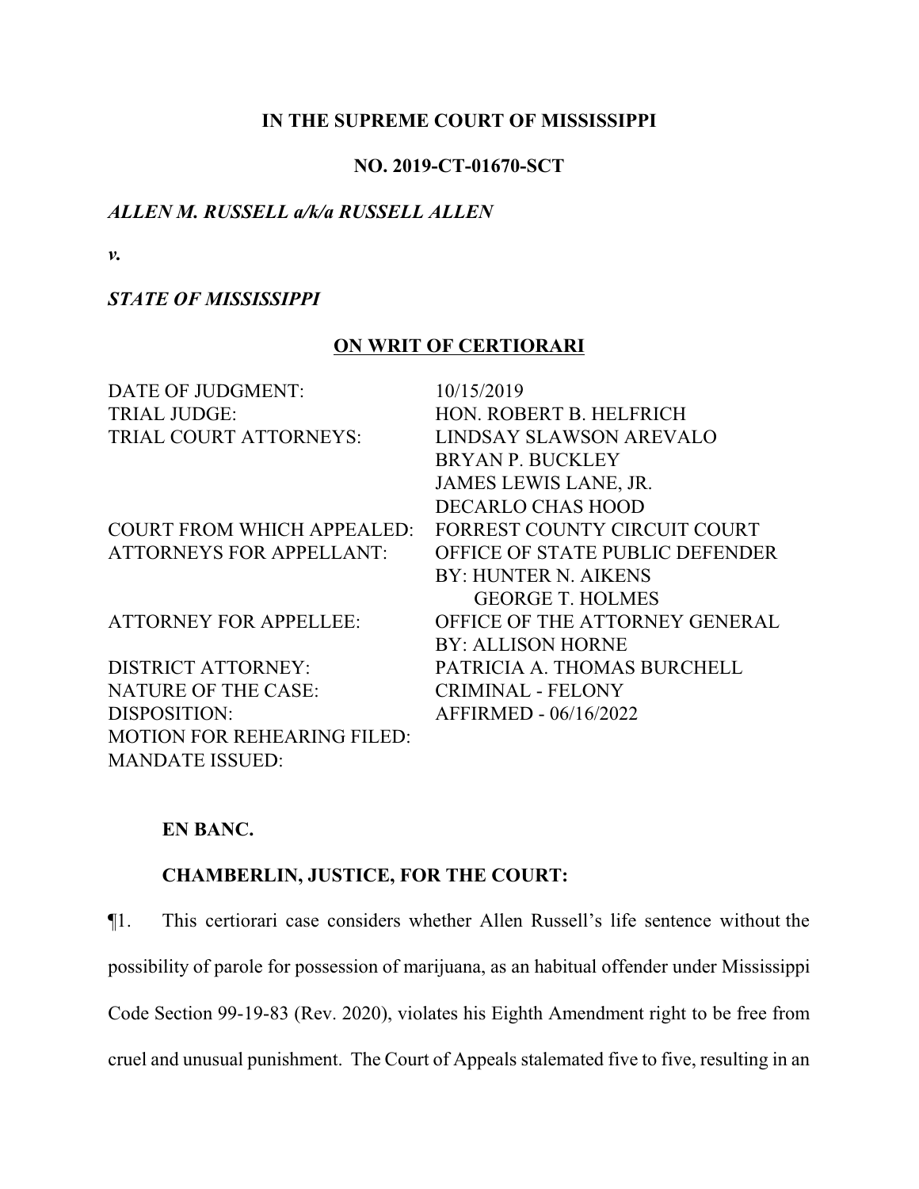**IN THE SUPREME COURT OF MISSISSIPPI**

**NO. 2019-CT-01670-SCT**

***ALLEN M. RUSSELL a/k/a RUSSELL ALLEN***

***v.***

***STATE OF MISSISSIPPI***

**ON WRIT OF CERTIORARI**

| | |
|---|---|
| DATE OF JUDGMENT: | 10/15/2019 |
| TRIAL JUDGE: | HON. ROBERT B. HELFRICH |
| TRIAL COURT ATTORNEYS: | LINDSAY SLAWSON AREVALO<br>BRYAN P. BUCKLEY<br>JAMES LEWIS LANE, JR.<br>DECARLO CHAS HOOD |
| COURT FROM WHICH APPEALED: | FORREST COUNTY CIRCUIT COURT |
| ATTORNEYS FOR APPELLANT: | OFFICE OF STATE PUBLIC DEFENDER<br>BY: HUNTER N. AIKENS<br>GEORGE T. HOLMES |
| ATTORNEY FOR APPELLEE: | OFFICE OF THE ATTORNEY GENERAL<br>BY: ALLISON HORNE |
| DISTRICT ATTORNEY: | PATRICIA A. THOMAS BURCHELL |
| NATURE OF THE CASE: | CRIMINAL - FELONY |
| DISPOSITION: | AFFIRMED - 06/16/2022 |
| MOTION FOR REHEARING FILED: | |
| MANDATE ISSUED: | |

**EN BANC.**

**CHAMBERLIN, JUSTICE, FOR THE COURT:**

¶1. This certiorari case considers whether Allen Russell's life sentence without the possibility of parole for possession of marijuana, as an habitual offender under Mississippi Code Section 99-19-83 (Rev. 2020), violates his Eighth Amendment right to be free from cruel and unusual punishment. The Court of Appeals stalemated five to five, resulting in an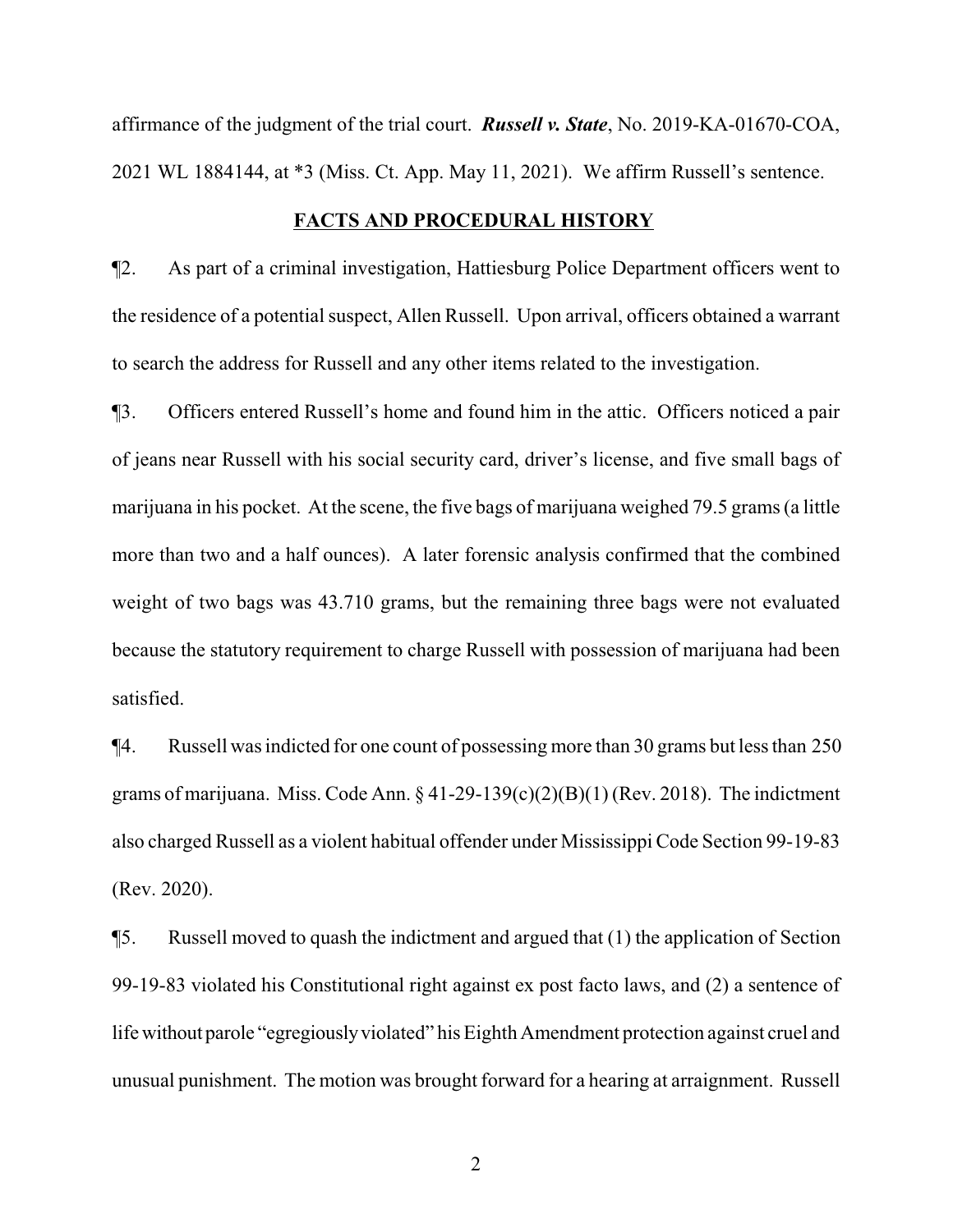affirmance of the judgment of the trial court. ***Russell v. State***, No. 2019-KA-01670-COA, 2021 WL 1884144, at *3 (Miss. Ct. App. May 11, 2021). We affirm Russell's sentence.

## FACTS AND PROCEDURAL HISTORY

¶2. As part of a criminal investigation, Hattiesburg Police Department officers went to the residence of a potential suspect, Allen Russell. Upon arrival, officers obtained a warrant to search the address for Russell and any other items related to the investigation.

¶3. Officers entered Russell's home and found him in the attic. Officers noticed a pair of jeans near Russell with his social security card, driver's license, and five small bags of marijuana in his pocket. At the scene, the five bags of marijuana weighed 79.5 grams (a little more than two and a half ounces). A later forensic analysis confirmed that the combined weight of two bags was 43.710 grams, but the remaining three bags were not evaluated because the statutory requirement to charge Russell with possession of marijuana had been satisfied.

¶4. Russell was indicted for one count of possessing more than 30 grams but less than 250 grams of marijuana. Miss. Code Ann. § 41-29-139(c)(2)(B)(1) (Rev. 2018). The indictment also charged Russell as a violent habitual offender under Mississippi Code Section 99-19-83 (Rev. 2020).

¶5. Russell moved to quash the indictment and argued that (1) the application of Section 99-19-83 violated his Constitutional right against ex post facto laws, and (2) a sentence of life without parole "egregiously violated" his Eighth Amendment protection against cruel and unusual punishment. The motion was brought forward for a hearing at arraignment. Russell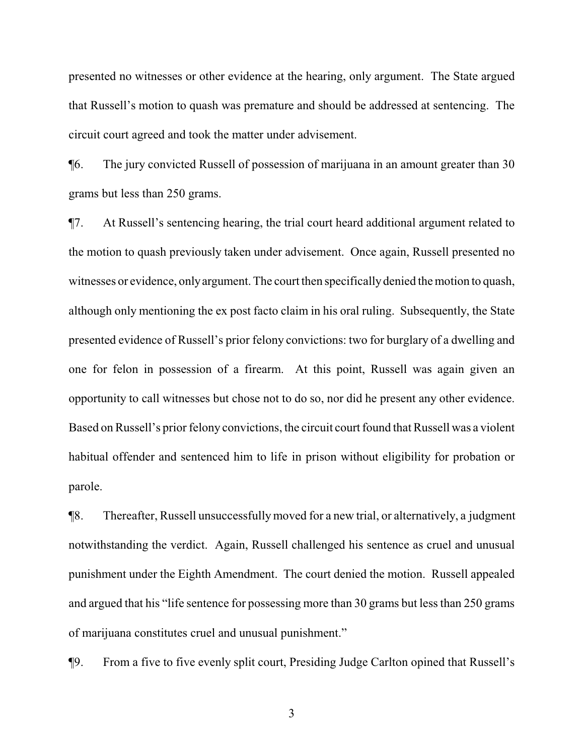presented no witnesses or other evidence at the hearing, only argument. The State argued that Russell's motion to quash was premature and should be addressed at sentencing. The circuit court agreed and took the matter under advisement.

¶6. The jury convicted Russell of possession of marijuana in an amount greater than 30 grams but less than 250 grams.

¶7. At Russell's sentencing hearing, the trial court heard additional argument related to the motion to quash previously taken under advisement. Once again, Russell presented no witnesses or evidence, only argument. The court then specifically denied the motion to quash, although only mentioning the ex post facto claim in his oral ruling. Subsequently, the State presented evidence of Russell's prior felony convictions: two for burglary of a dwelling and one for felon in possession of a firearm. At this point, Russell was again given an opportunity to call witnesses but chose not to do so, nor did he present any other evidence. Based on Russell's prior felony convictions, the circuit court found that Russell was a violent habitual offender and sentenced him to life in prison without eligibility for probation or parole.

¶8. Thereafter, Russell unsuccessfully moved for a new trial, or alternatively, a judgment notwithstanding the verdict. Again, Russell challenged his sentence as cruel and unusual punishment under the Eighth Amendment. The court denied the motion. Russell appealed and argued that his "life sentence for possessing more than 30 grams but less than 250 grams of marijuana constitutes cruel and unusual punishment."

¶9. From a five to five evenly split court, Presiding Judge Carlton opined that Russell's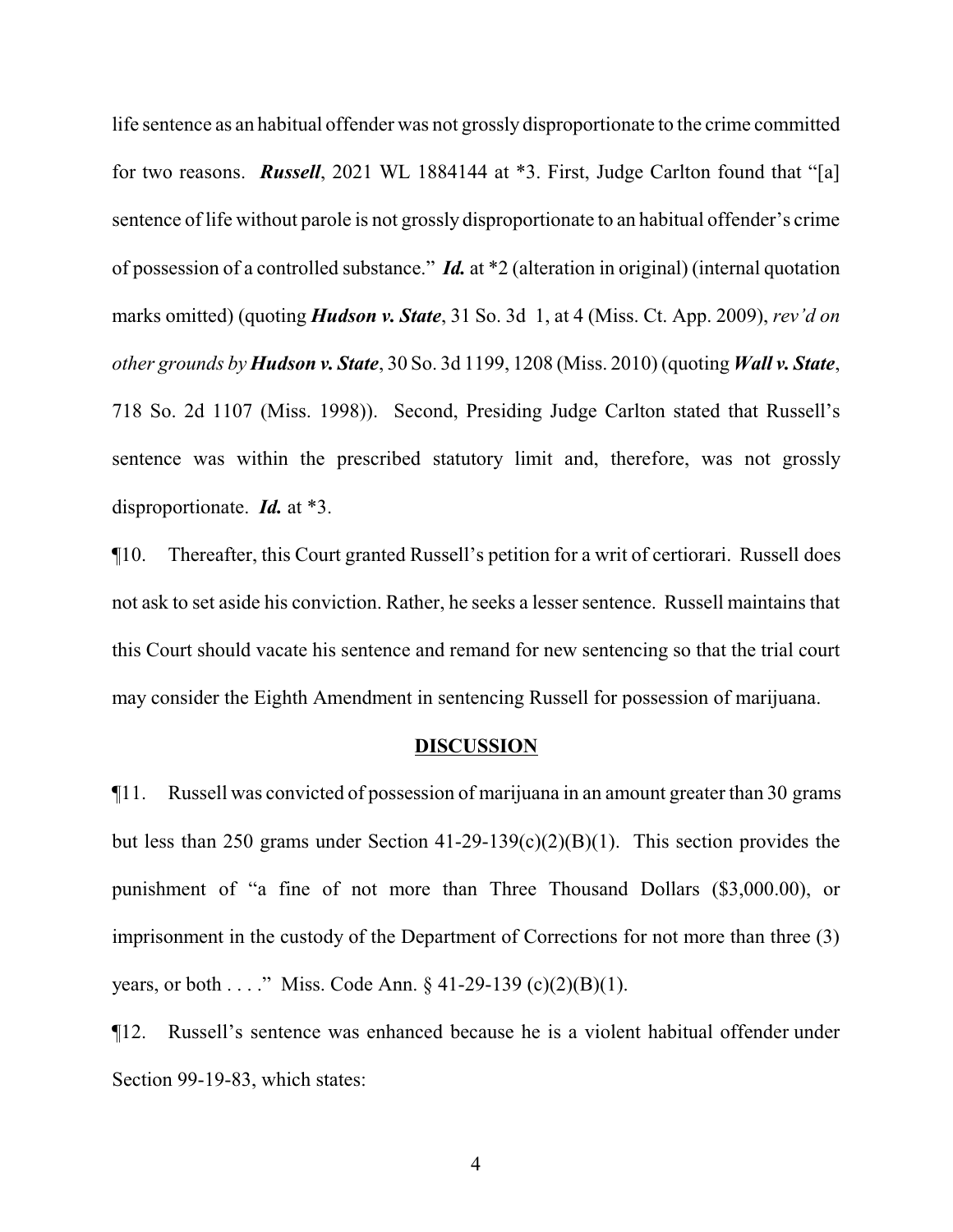life sentence as an habitual offender was not grossly disproportionate to the crime committed for two reasons. ***Russell***, 2021 WL 1884144 at *3. First, Judge Carlton found that "[a] sentence of life without parole is not grossly disproportionate to an habitual offender's crime of possession of a controlled substance." ***Id.*** at *2 (alteration in original) (internal quotation marks omitted) (quoting ***Hudson v. State***, 31 So. 3d 1, at 4 (Miss. Ct. App. 2009), *rev'd on other grounds by* ***Hudson v. State***, 30 So. 3d 1199, 1208 (Miss. 2010) (quoting ***Wall v. State***, 718 So. 2d 1107 (Miss. 1998)). Second, Presiding Judge Carlton stated that Russell's sentence was within the prescribed statutory limit and, therefore, was not grossly disproportionate. ***Id.*** at *3.

¶10. Thereafter, this Court granted Russell's petition for a writ of certiorari. Russell does not ask to set aside his conviction. Rather, he seeks a lesser sentence. Russell maintains that this Court should vacate his sentence and remand for new sentencing so that the trial court may consider the Eighth Amendment in sentencing Russell for possession of marijuana.

## DISCUSSION

¶11. Russell was convicted of possession of marijuana in an amount greater than 30 grams but less than 250 grams under Section 41-29-139(c)(2)(B)(1). This section provides the punishment of "a fine of not more than Three Thousand Dollars ($3,000.00), or imprisonment in the custody of the Department of Corrections for not more than three (3) years, or both . . . ." Miss. Code Ann. § 41-29-139 (c)(2)(B)(1).

¶12. Russell's sentence was enhanced because he is a violent habitual offender under Section 99-19-83, which states: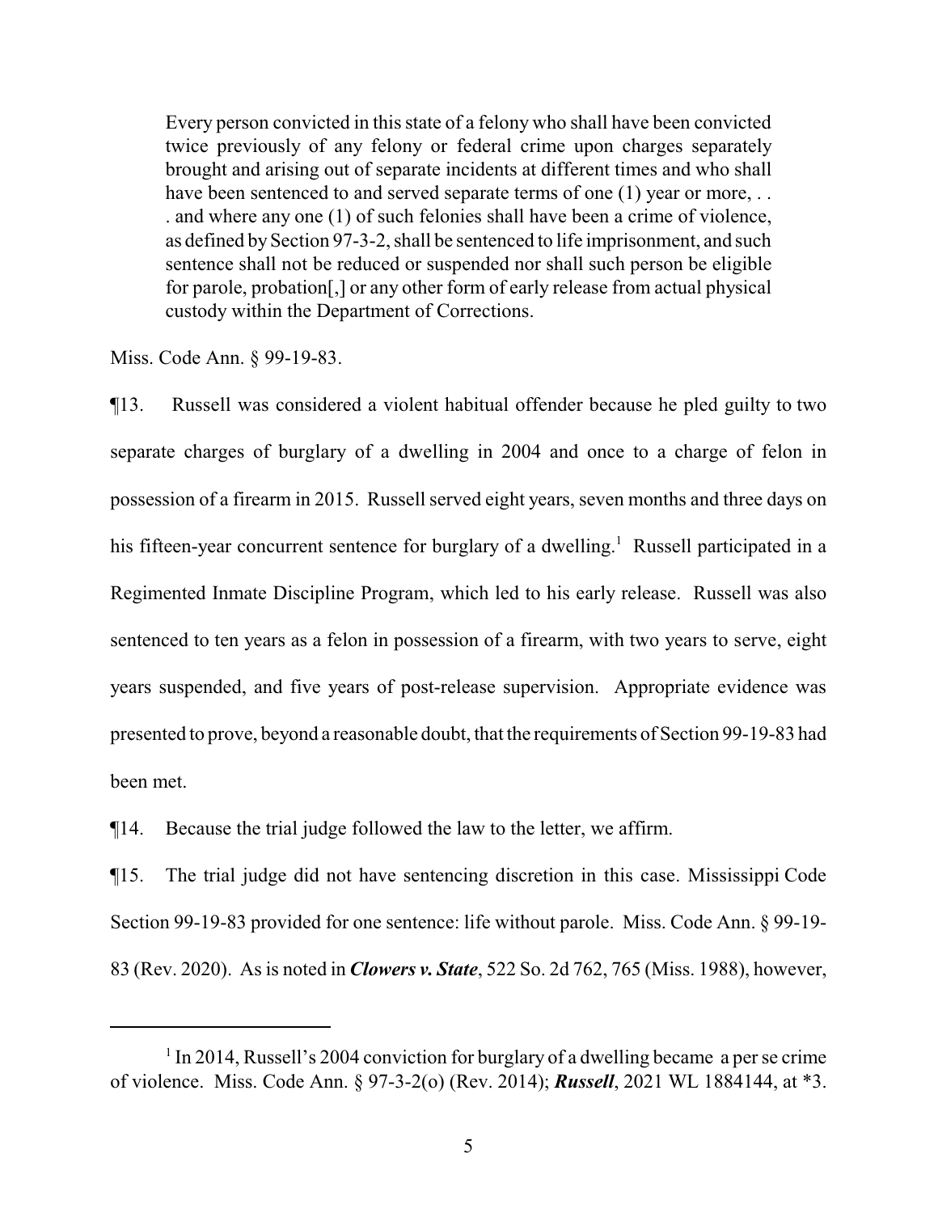> Every person convicted in this state of a felony who shall have been convicted twice previously of any felony or federal crime upon charges separately brought and arising out of separate incidents at different times and who shall have been sentenced to and served separate terms of one (1) year or more, . . . and where any one (1) of such felonies shall have been a crime of violence, as defined by Section 97-3-2, shall be sentenced to life imprisonment, and such sentence shall not be reduced or suspended nor shall such person be eligible for parole, probation[,] or any other form of early release from actual physical custody within the Department of Corrections.

Miss. Code Ann. § 99-19-83.

¶13. Russell was considered a violent habitual offender because he pled guilty to two separate charges of burglary of a dwelling in 2004 and once to a charge of felon in possession of a firearm in 2015. Russell served eight years, seven months and three days on his fifteen-year concurrent sentence for burglary of a dwelling.[1] Russell participated in a Regimented Inmate Discipline Program, which led to his early release. Russell was also sentenced to ten years as a felon in possession of a firearm, with two years to serve, eight years suspended, and five years of post-release supervision. Appropriate evidence was presented to prove, beyond a reasonable doubt, that the requirements of Section 99-19-83 had been met.

¶14. Because the trial judge followed the law to the letter, we affirm.

¶15. The trial judge did not have sentencing discretion in this case. Mississippi Code Section 99-19-83 provided for one sentence: life without parole. Miss. Code Ann. § 99-19-83 (Rev. 2020). As is noted in ***Clowers v. State***, 522 So. 2d 762, 765 (Miss. 1988), however,

---

[1] In 2014, Russell's 2004 conviction for burglary of a dwelling became a per se crime of violence. Miss. Code Ann. § 97-3-2(o) (Rev. 2014); ***Russell***, 2021 WL 1884144, at *3.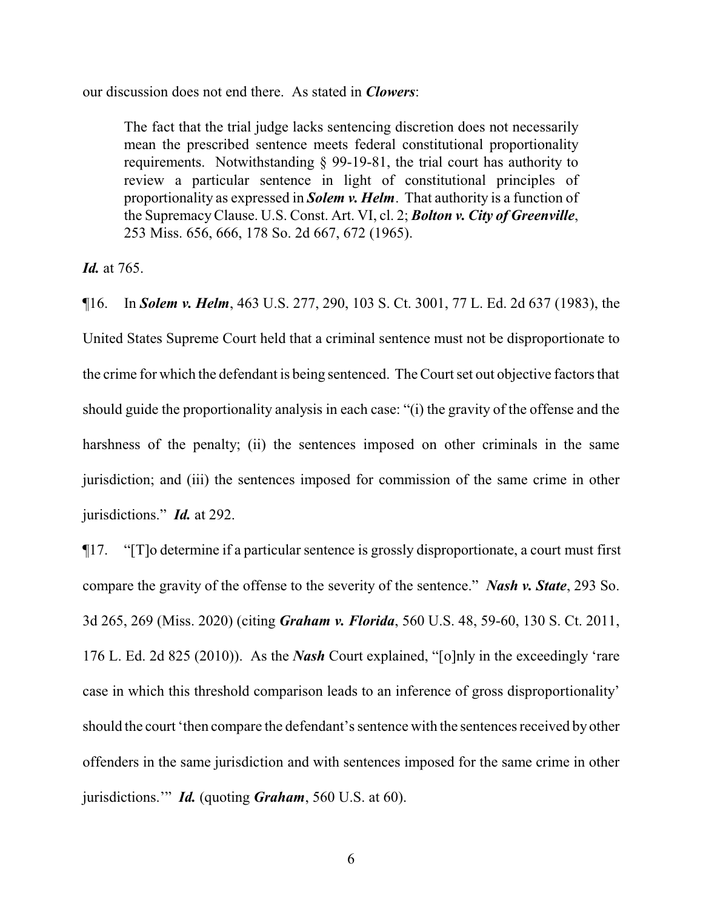our discussion does not end there. As stated in ***Clowers***:

> The fact that the trial judge lacks sentencing discretion does not necessarily mean the prescribed sentence meets federal constitutional proportionality requirements. Notwithstanding § 99-19-81, the trial court has authority to review a particular sentence in light of constitutional principles of proportionality as expressed in ***Solem v. Helm***. That authority is a function of the Supremacy Clause. U.S. Const. Art. VI, cl. 2; ***Bolton v. City of Greenville***, 253 Miss. 656, 666, 178 So. 2d 667, 672 (1965).

***Id.*** at 765.

¶16. In ***Solem v. Helm***, 463 U.S. 277, 290, 103 S. Ct. 3001, 77 L. Ed. 2d 637 (1983), the United States Supreme Court held that a criminal sentence must not be disproportionate to the crime for which the defendant is being sentenced. The Court set out objective factors that should guide the proportionality analysis in each case: "(i) the gravity of the offense and the harshness of the penalty; (ii) the sentences imposed on other criminals in the same jurisdiction; and (iii) the sentences imposed for commission of the same crime in other jurisdictions." ***Id.*** at 292.

¶17. "[T]o determine if a particular sentence is grossly disproportionate, a court must first compare the gravity of the offense to the severity of the sentence." ***Nash v. State***, 293 So. 3d 265, 269 (Miss. 2020) (citing ***Graham v. Florida***, 560 U.S. 48, 59-60, 130 S. Ct. 2011, 176 L. Ed. 2d 825 (2010)). As the ***Nash*** Court explained, "[o]nly in the exceedingly 'rare case in which this threshold comparison leads to an inference of gross disproportionality' should the court 'then compare the defendant's sentence with the sentences received by other offenders in the same jurisdiction and with sentences imposed for the same crime in other jurisdictions.'" ***Id.*** (quoting ***Graham***, 560 U.S. at 60).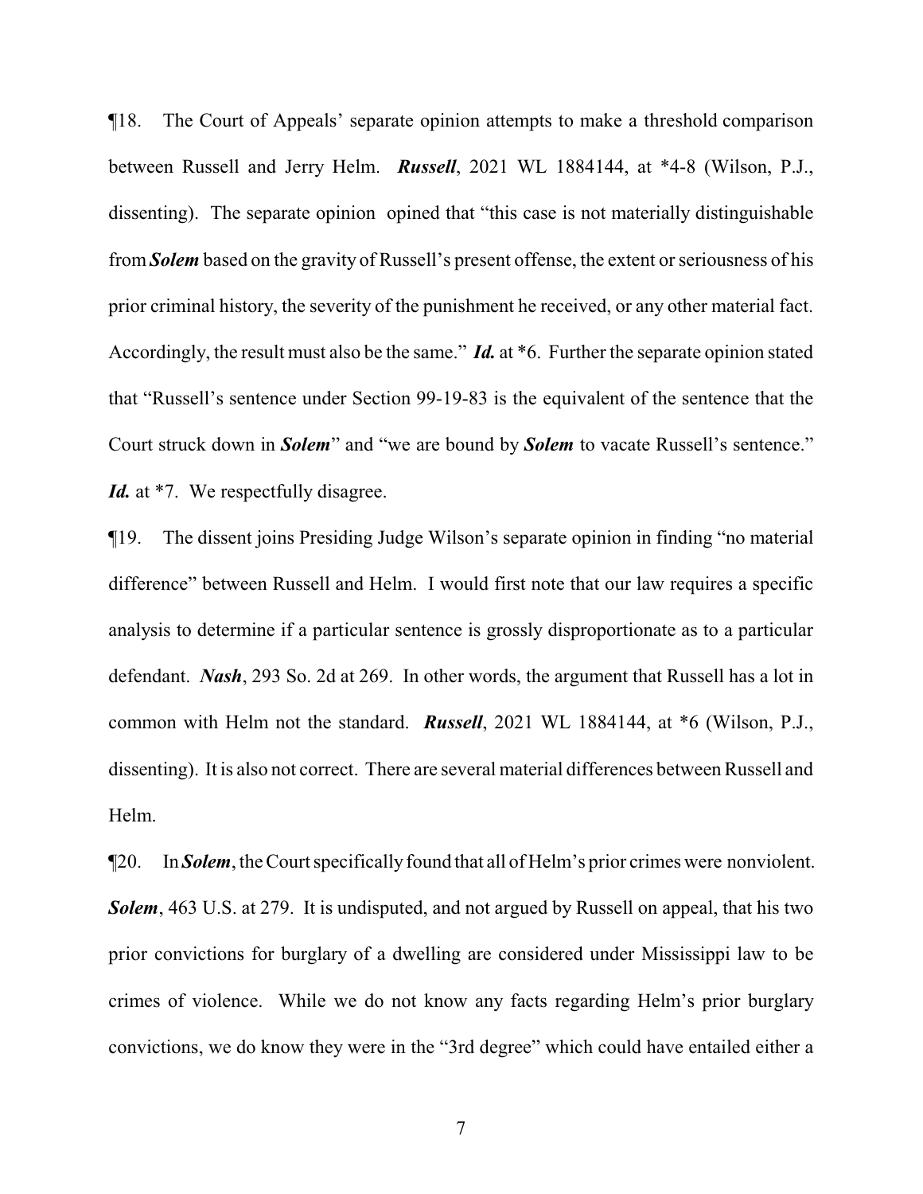¶18. The Court of Appeals' separate opinion attempts to make a threshold comparison between Russell and Jerry Helm. ***Russell***, 2021 WL 1884144, at *4-8 (Wilson, P.J., dissenting). The separate opinion opined that "this case is not materially distinguishable from ***Solem*** based on the gravity of Russell's present offense, the extent or seriousness of his prior criminal history, the severity of the punishment he received, or any other material fact. Accordingly, the result must also be the same." ***Id.*** at *6. Further the separate opinion stated that "Russell's sentence under Section 99-19-83 is the equivalent of the sentence that the Court struck down in ***Solem***" and "we are bound by ***Solem*** to vacate Russell's sentence." ***Id.*** at *7. We respectfully disagree.

¶19. The dissent joins Presiding Judge Wilson's separate opinion in finding "no material difference" between Russell and Helm. I would first note that our law requires a specific analysis to determine if a particular sentence is grossly disproportionate as to a particular defendant. ***Nash***, 293 So. 2d at 269. In other words, the argument that Russell has a lot in common with Helm not the standard. ***Russell***, 2021 WL 1884144, at *6 (Wilson, P.J., dissenting). It is also not correct. There are several material differences between Russell and Helm.

¶20. In ***Solem***, the Court specifically found that all of Helm's prior crimes were nonviolent. ***Solem***, 463 U.S. at 279. It is undisputed, and not argued by Russell on appeal, that his two prior convictions for burglary of a dwelling are considered under Mississippi law to be crimes of violence. While we do not know any facts regarding Helm's prior burglary convictions, we do know they were in the "3rd degree" which could have entailed either a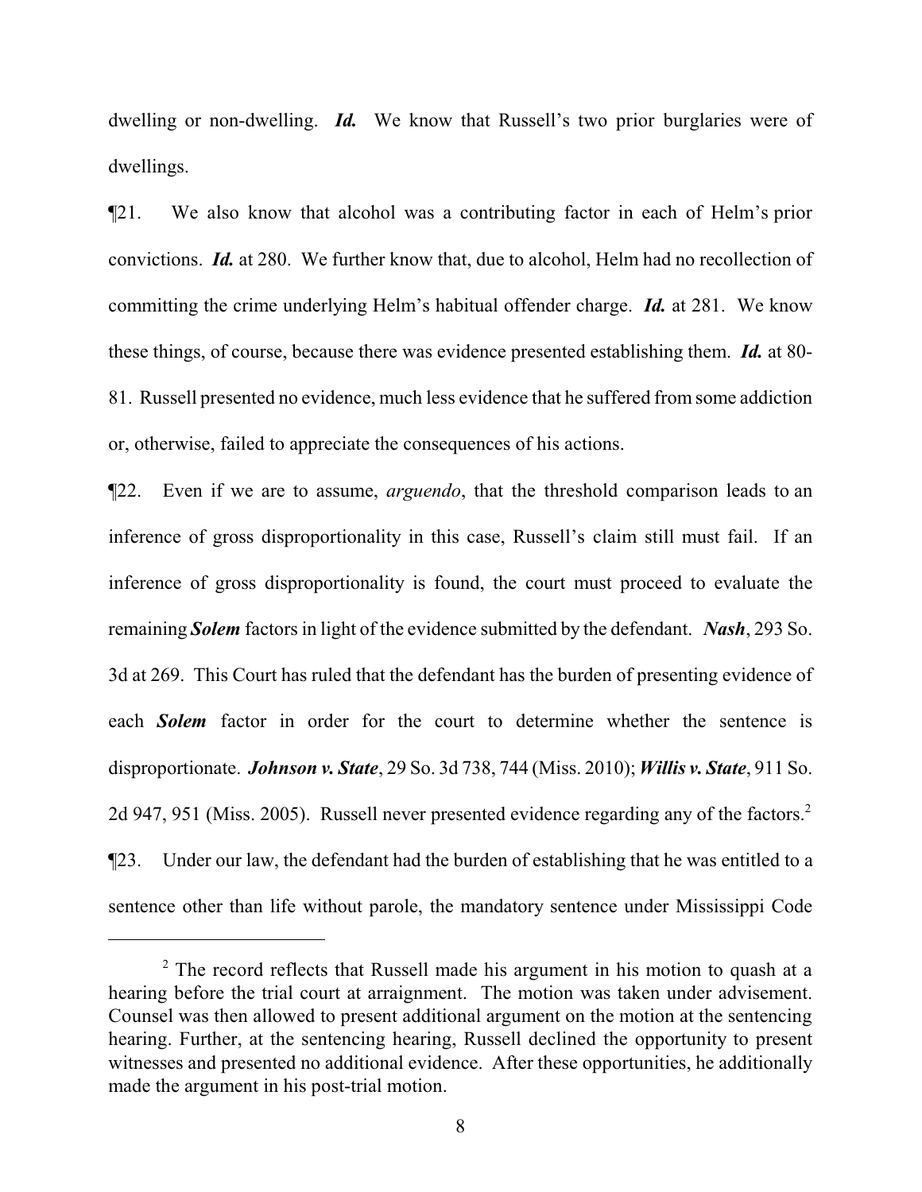dwelling or non-dwelling. ***Id.*** We know that Russell's two prior burglaries were of dwellings.

¶21. We also know that alcohol was a contributing factor in each of Helm's prior convictions. ***Id.*** at 280. We further know that, due to alcohol, Helm had no recollection of committing the crime underlying Helm's habitual offender charge. ***Id.*** at 281. We know these things, of course, because there was evidence presented establishing them. ***Id.*** at 80-81. Russell presented no evidence, much less evidence that he suffered from some addiction or, otherwise, failed to appreciate the consequences of his actions.

¶22. Even if we are to assume, *arguendo*, that the threshold comparison leads to an inference of gross disproportionality in this case, Russell's claim still must fail. If an inference of gross disproportionality is found, the court must proceed to evaluate the remaining ***Solem*** factors in light of the evidence submitted by the defendant. ***Nash***, 293 So. 3d at 269. This Court has ruled that the defendant has the burden of presenting evidence of each ***Solem*** factor in order for the court to determine whether the sentence is disproportionate. ***Johnson v. State***, 29 So. 3d 738, 744 (Miss. 2010); ***Willis v. State***, 911 So. 2d 947, 951 (Miss. 2005). Russell never presented evidence regarding any of the factors.[2]

¶23. Under our law, the defendant had the burden of establishing that he was entitled to a sentence other than life without parole, the mandatory sentence under Mississippi Code

---

[2] The record reflects that Russell made his argument in his motion to quash at a hearing before the trial court at arraignment. The motion was taken under advisement. Counsel was then allowed to present additional argument on the motion at the sentencing hearing. Further, at the sentencing hearing, Russell declined the opportunity to present witnesses and presented no additional evidence. After these opportunities, he additionally made the argument in his post-trial motion.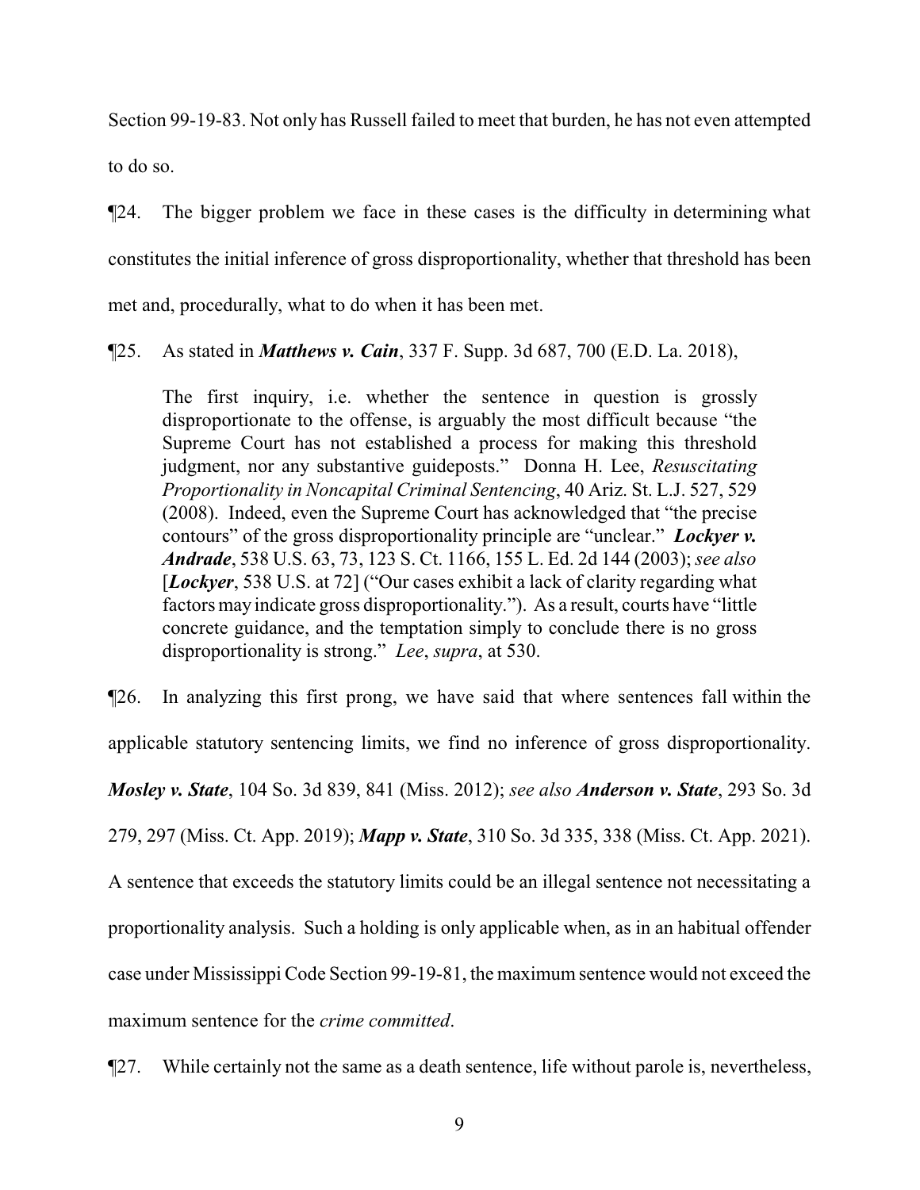Section 99-19-83. Not only has Russell failed to meet that burden, he has not even attempted to do so.

¶24. The bigger problem we face in these cases is the difficulty in determining what constitutes the initial inference of gross disproportionality, whether that threshold has been met and, procedurally, what to do when it has been met.

¶25. As stated in ***Matthews v. Cain***, 337 F. Supp. 3d 687, 700 (E.D. La. 2018),

> The first inquiry, i.e. whether the sentence in question is grossly disproportionate to the offense, is arguably the most difficult because "the Supreme Court has not established a process for making this threshold judgment, nor any substantive guideposts." Donna H. Lee, *Resuscitating Proportionality in Noncapital Criminal Sentencing*, 40 Ariz. St. L.J. 527, 529 (2008). Indeed, even the Supreme Court has acknowledged that "the precise contours" of the gross disproportionality principle are "unclear." ***Lockyer v. Andrade***, 538 U.S. 63, 73, 123 S. Ct. 1166, 155 L. Ed. 2d 144 (2003); *see also* [***Lockyer***, 538 U.S. at 72] ("Our cases exhibit a lack of clarity regarding what factors may indicate gross disproportionality."). As a result, courts have "little concrete guidance, and the temptation simply to conclude there is no gross disproportionality is strong." *Lee*, *supra*, at 530.

¶26. In analyzing this first prong, we have said that where sentences fall within the applicable statutory sentencing limits, we find no inference of gross disproportionality. ***Mosley v. State***, 104 So. 3d 839, 841 (Miss. 2012); *see also* ***Anderson v. State***, 293 So. 3d 279, 297 (Miss. Ct. App. 2019); ***Mapp v. State***, 310 So. 3d 335, 338 (Miss. Ct. App. 2021). A sentence that exceeds the statutory limits could be an illegal sentence not necessitating a proportionality analysis. Such a holding is only applicable when, as in an habitual offender case under Mississippi Code Section 99-19-81, the maximum sentence would not exceed the maximum sentence for the *crime committed*.

¶27. While certainly not the same as a death sentence, life without parole is, nevertheless,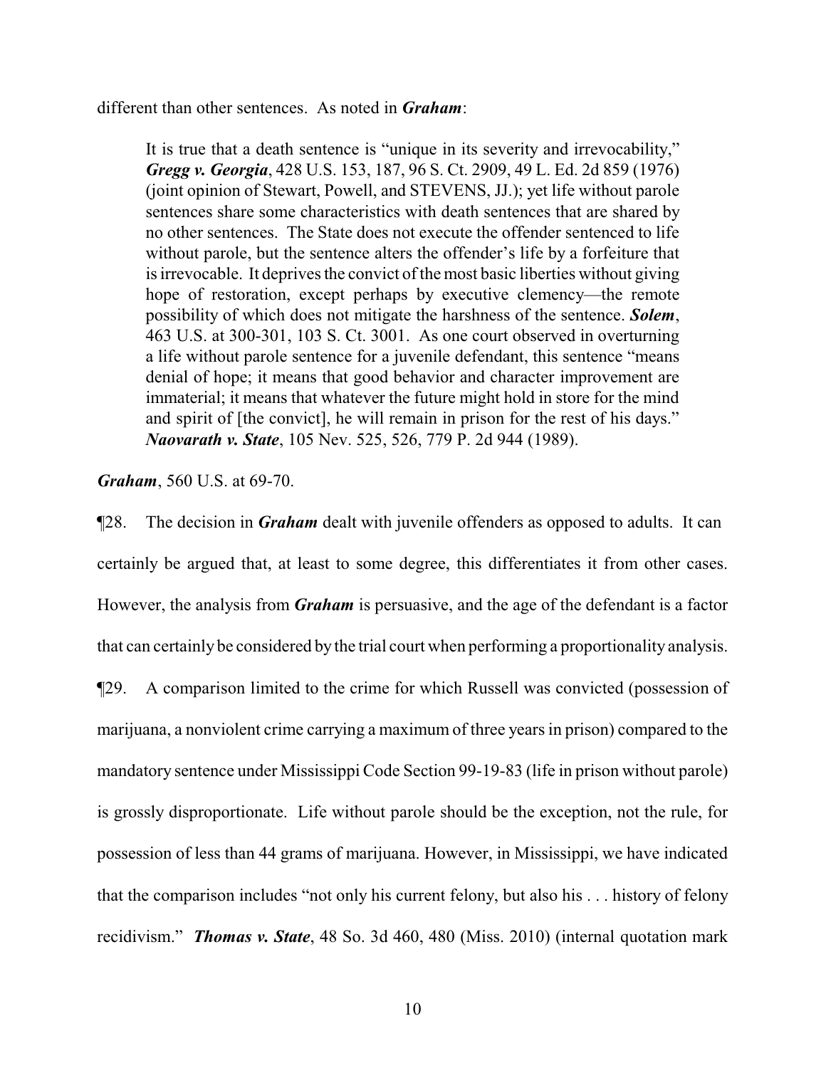different than other sentences. As noted in ***Graham***:

> It is true that a death sentence is "unique in its severity and irrevocability," ***Gregg v. Georgia***, 428 U.S. 153, 187, 96 S. Ct. 2909, 49 L. Ed. 2d 859 (1976) (joint opinion of Stewart, Powell, and STEVENS, JJ.); yet life without parole sentences share some characteristics with death sentences that are shared by no other sentences. The State does not execute the offender sentenced to life without parole, but the sentence alters the offender's life by a forfeiture that is irrevocable. It deprives the convict of the most basic liberties without giving hope of restoration, except perhaps by executive clemency—the remote possibility of which does not mitigate the harshness of the sentence. ***Solem***, 463 U.S. at 300-301, 103 S. Ct. 3001. As one court observed in overturning a life without parole sentence for a juvenile defendant, this sentence "means denial of hope; it means that good behavior and character improvement are immaterial; it means that whatever the future might hold in store for the mind and spirit of [the convict], he will remain in prison for the rest of his days." ***Naovarath v. State***, 105 Nev. 525, 526, 779 P. 2d 944 (1989).

***Graham***, 560 U.S. at 69-70.

¶28. The decision in ***Graham*** dealt with juvenile offenders as opposed to adults. It can certainly be argued that, at least to some degree, this differentiates it from other cases. However, the analysis from ***Graham*** is persuasive, and the age of the defendant is a factor that can certainly be considered by the trial court when performing a proportionality analysis.

¶29. A comparison limited to the crime for which Russell was convicted (possession of marijuana, a nonviolent crime carrying a maximum of three years in prison) compared to the mandatory sentence under Mississippi Code Section 99-19-83 (life in prison without parole) is grossly disproportionate. Life without parole should be the exception, not the rule, for possession of less than 44 grams of marijuana. However, in Mississippi, we have indicated that the comparison includes "not only his current felony, but also his . . . history of felony recidivism." ***Thomas v. State***, 48 So. 3d 460, 480 (Miss. 2010) (internal quotation mark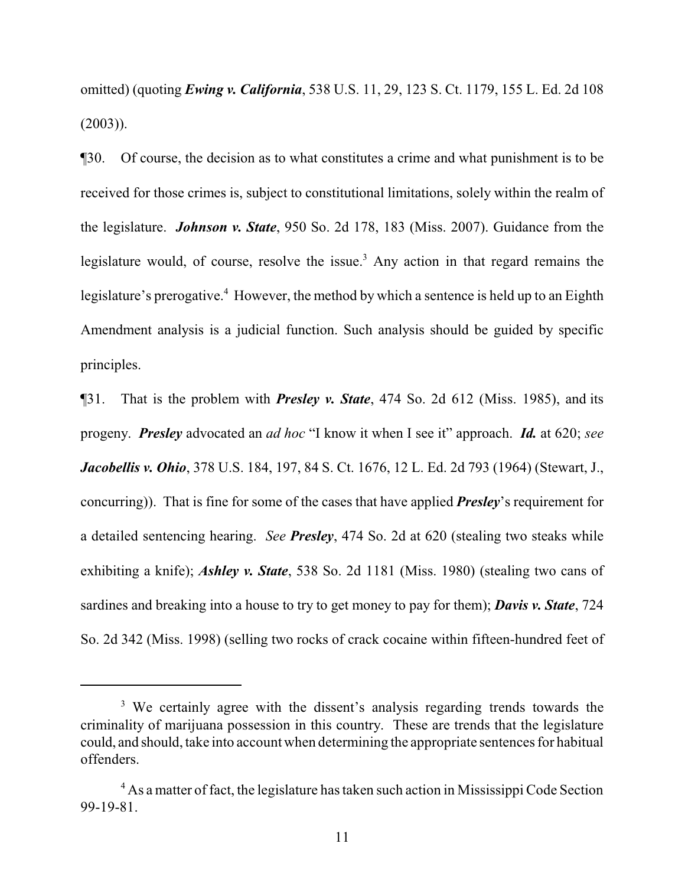omitted) (quoting ***Ewing v. California***, 538 U.S. 11, 29, 123 S. Ct. 1179, 155 L. Ed. 2d 108 (2003)).

¶30. Of course, the decision as to what constitutes a crime and what punishment is to be received for those crimes is, subject to constitutional limitations, solely within the realm of the legislature. ***Johnson v. State***, 950 So. 2d 178, 183 (Miss. 2007). Guidance from the legislature would, of course, resolve the issue.[3] Any action in that regard remains the legislature's prerogative.[4] However, the method by which a sentence is held up to an Eighth Amendment analysis is a judicial function. Such analysis should be guided by specific principles.

¶31. That is the problem with ***Presley v. State***, 474 So. 2d 612 (Miss. 1985), and its progeny. ***Presley*** advocated an *ad hoc* "I know it when I see it" approach. ***Id.*** at 620; *see* ***Jacobellis v. Ohio***, 378 U.S. 184, 197, 84 S. Ct. 1676, 12 L. Ed. 2d 793 (1964) (Stewart, J., concurring)). That is fine for some of the cases that have applied ***Presley***'s requirement for a detailed sentencing hearing. *See* ***Presley***, 474 So. 2d at 620 (stealing two steaks while exhibiting a knife); ***Ashley v. State***, 538 So. 2d 1181 (Miss. 1980) (stealing two cans of sardines and breaking into a house to try to get money to pay for them); ***Davis v. State***, 724 So. 2d 342 (Miss. 1998) (selling two rocks of crack cocaine within fifteen-hundred feet of

---

[3] We certainly agree with the dissent's analysis regarding trends towards the criminality of marijuana possession in this country. These are trends that the legislature could, and should, take into account when determining the appropriate sentences for habitual offenders.

[4] As a matter of fact, the legislature has taken such action in Mississippi Code Section 99-19-81.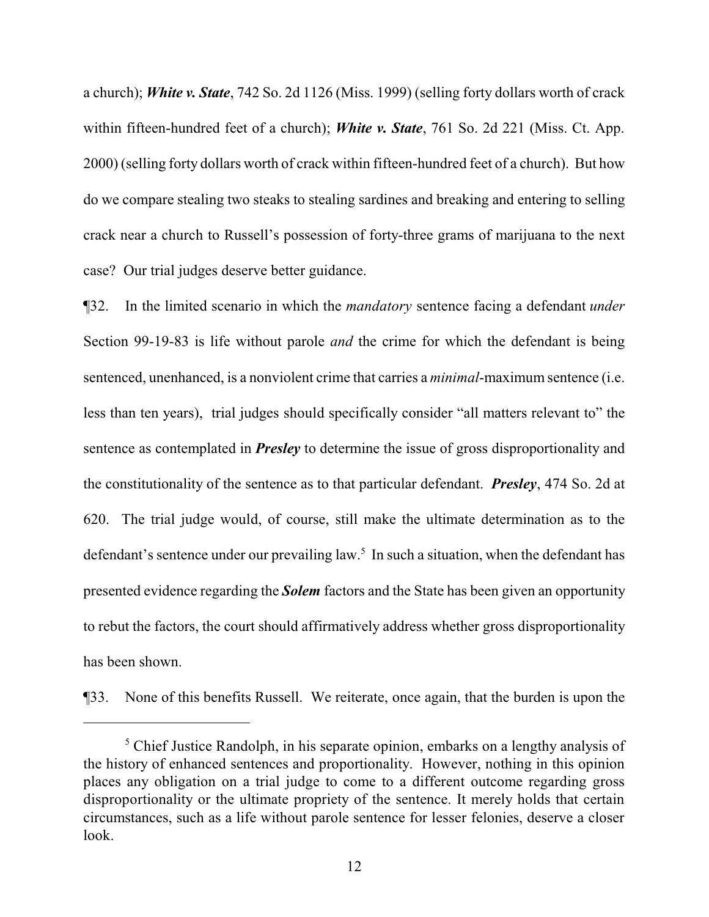a church); ***White v. State***, 742 So. 2d 1126 (Miss. 1999) (selling forty dollars worth of crack within fifteen-hundred feet of a church); ***White v. State***, 761 So. 2d 221 (Miss. Ct. App. 2000) (selling forty dollars worth of crack within fifteen-hundred feet of a church). But how do we compare stealing two steaks to stealing sardines and breaking and entering to selling crack near a church to Russell's possession of forty-three grams of marijuana to the next case? Our trial judges deserve better guidance.

¶32. In the limited scenario in which the *mandatory* sentence facing a defendant *under* Section 99-19-83 is life without parole *and* the crime for which the defendant is being sentenced, unenhanced, is a nonviolent crime that carries a *minimal*-maximum sentence (i.e. less than ten years), trial judges should specifically consider "all matters relevant to" the sentence as contemplated in ***Presley*** to determine the issue of gross disproportionality and the constitutionality of the sentence as to that particular defendant. ***Presley***, 474 So. 2d at 620. The trial judge would, of course, still make the ultimate determination as to the defendant's sentence under our prevailing law.[5] In such a situation, when the defendant has presented evidence regarding the ***Solem*** factors and the State has been given an opportunity to rebut the factors, the court should affirmatively address whether gross disproportionality has been shown.

¶33. None of this benefits Russell. We reiterate, once again, that the burden is upon the

---

[5] Chief Justice Randolph, in his separate opinion, embarks on a lengthy analysis of the history of enhanced sentences and proportionality. However, nothing in this opinion places any obligation on a trial judge to come to a different outcome regarding gross disproportionality or the ultimate propriety of the sentence. It merely holds that certain circumstances, such as a life without parole sentence for lesser felonies, deserve a closer look.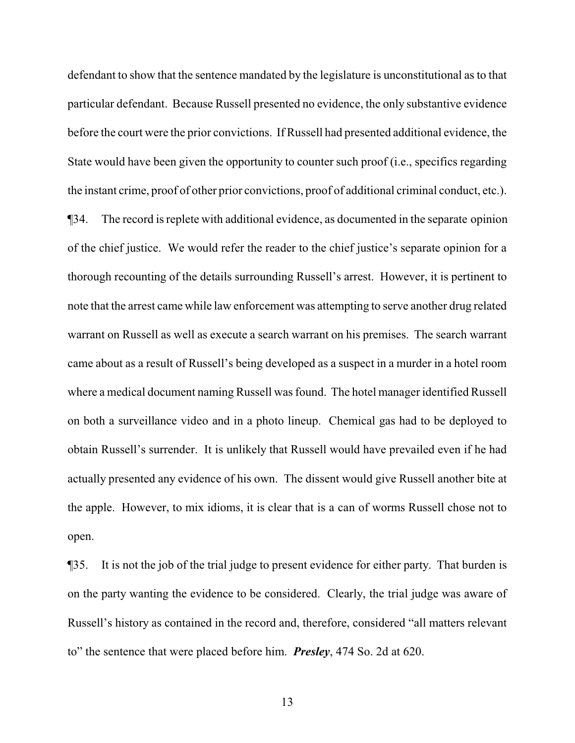defendant to show that the sentence mandated by the legislature is unconstitutional as to that particular defendant. Because Russell presented no evidence, the only substantive evidence before the court were the prior convictions. If Russell had presented additional evidence, the State would have been given the opportunity to counter such proof (i.e., specifics regarding the instant crime, proof of other prior convictions, proof of additional criminal conduct, etc.).

¶34. The record is replete with additional evidence, as documented in the separate opinion of the chief justice. We would refer the reader to the chief justice's separate opinion for a thorough recounting of the details surrounding Russell's arrest. However, it is pertinent to note that the arrest came while law enforcement was attempting to serve another drug related warrant on Russell as well as execute a search warrant on his premises. The search warrant came about as a result of Russell's being developed as a suspect in a murder in a hotel room where a medical document naming Russell was found. The hotel manager identified Russell on both a surveillance video and in a photo lineup. Chemical gas had to be deployed to obtain Russell's surrender. It is unlikely that Russell would have prevailed even if he had actually presented any evidence of his own. The dissent would give Russell another bite at the apple. However, to mix idioms, it is clear that is a can of worms Russell chose not to open.

¶35. It is not the job of the trial judge to present evidence for either party. That burden is on the party wanting the evidence to be considered. Clearly, the trial judge was aware of Russell's history as contained in the record and, therefore, considered "all matters relevant to" the sentence that were placed before him. ***Presley***, 474 So. 2d at 620.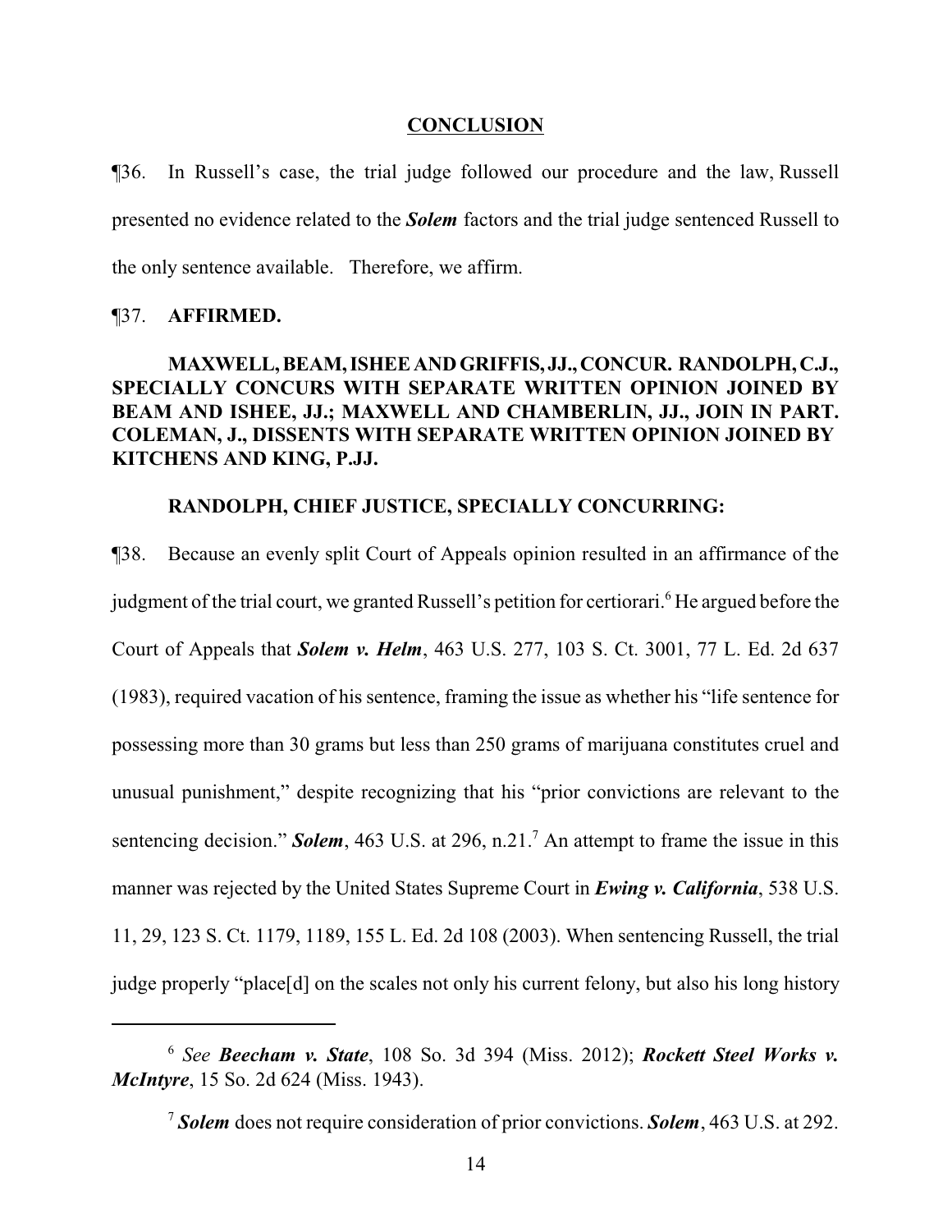**CONCLUSION**

¶36. In Russell's case, the trial judge followed our procedure and the law, Russell presented no evidence related to the ***Solem*** factors and the trial judge sentenced Russell to the only sentence available. Therefore, we affirm.

¶37. **AFFIRMED.**

**MAXWELL, BEAM, ISHEE AND GRIFFIS, JJ., CONCUR. RANDOLPH, C.J., SPECIALLY CONCURS WITH SEPARATE WRITTEN OPINION JOINED BY BEAM AND ISHEE, JJ.; MAXWELL AND CHAMBERLIN, JJ., JOIN IN PART. COLEMAN, J., DISSENTS WITH SEPARATE WRITTEN OPINION JOINED BY KITCHENS AND KING, P.JJ.**

**RANDOLPH, CHIEF JUSTICE, SPECIALLY CONCURRING:**

¶38. Because an evenly split Court of Appeals opinion resulted in an affirmance of the judgment of the trial court, we granted Russell's petition for certiorari.[6] He argued before the Court of Appeals that ***Solem v. Helm***, 463 U.S. 277, 103 S. Ct. 3001, 77 L. Ed. 2d 637 (1983), required vacation of his sentence, framing the issue as whether his "life sentence for possessing more than 30 grams but less than 250 grams of marijuana constitutes cruel and unusual punishment," despite recognizing that his "prior convictions are relevant to the sentencing decision." ***Solem***, 463 U.S. at 296, n.21.[7] An attempt to frame the issue in this manner was rejected by the United States Supreme Court in ***Ewing v. California***, 538 U.S. 11, 29, 123 S. Ct. 1179, 1189, 155 L. Ed. 2d 108 (2003). When sentencing Russell, the trial judge properly "place[d] on the scales not only his current felony, but also his long history

---

[6] *See* ***Beecham v. State***, 108 So. 3d 394 (Miss. 2012); ***Rockett Steel Works v. McIntyre***, 15 So. 2d 624 (Miss. 1943).

[7] ***Solem*** does not require consideration of prior convictions. ***Solem***, 463 U.S. at 292.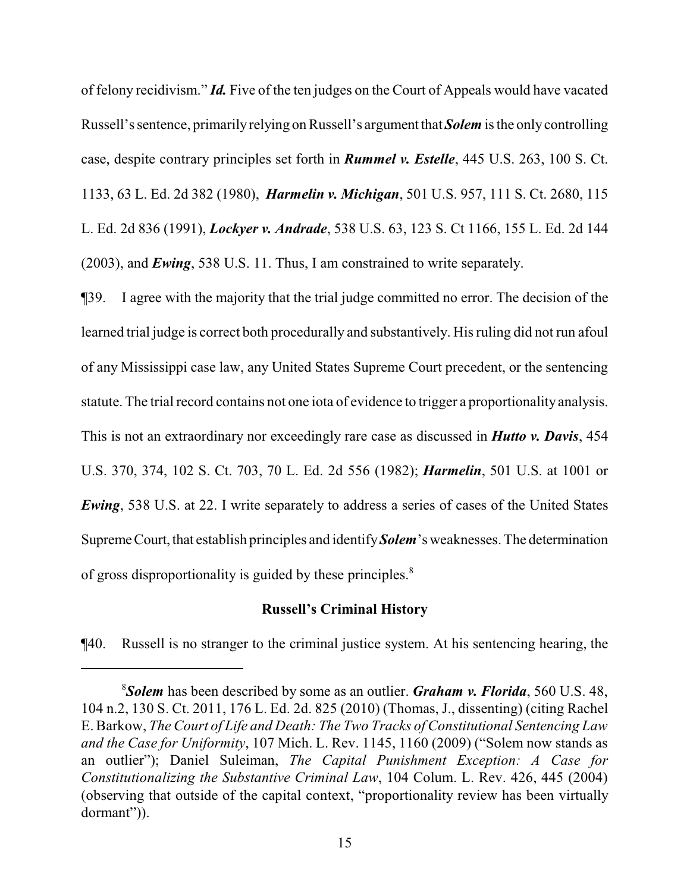of felony recidivism." ***Id.*** Five of the ten judges on the Court of Appeals would have vacated Russell's sentence, primarily relying on Russell's argument that ***Solem*** is the only controlling case, despite contrary principles set forth in ***Rummel v. Estelle***, 445 U.S. 263, 100 S. Ct. 1133, 63 L. Ed. 2d 382 (1980), ***Harmelin v. Michigan***, 501 U.S. 957, 111 S. Ct. 2680, 115 L. Ed. 2d 836 (1991), ***Lockyer v. Andrade***, 538 U.S. 63, 123 S. Ct 1166, 155 L. Ed. 2d 144 (2003), and ***Ewing***, 538 U.S. 11. Thus, I am constrained to write separately.

¶39. I agree with the majority that the trial judge committed no error. The decision of the learned trial judge is correct both procedurally and substantively. His ruling did not run afoul of any Mississippi case law, any United States Supreme Court precedent, or the sentencing statute. The trial record contains not one iota of evidence to trigger a proportionality analysis. This is not an extraordinary nor exceedingly rare case as discussed in ***Hutto v. Davis***, 454 U.S. 370, 374, 102 S. Ct. 703, 70 L. Ed. 2d 556 (1982); ***Harmelin***, 501 U.S. at 1001 or ***Ewing***, 538 U.S. at 22. I write separately to address a series of cases of the United States Supreme Court, that establish principles and identify ***Solem***'s weaknesses. The determination of gross disproportionality is guided by these principles.[8]

**Russell's Criminal History**

¶40. Russell is no stranger to the criminal justice system. At his sentencing hearing, the

[8] ***Solem*** has been described by some as an outlier. ***Graham v. Florida***, 560 U.S. 48, 104 n.2, 130 S. Ct. 2011, 176 L. Ed. 2d. 825 (2010) (Thomas, J., dissenting) (citing Rachel E. Barkow, *The Court of Life and Death: The Two Tracks of Constitutional Sentencing Law and the Case for Uniformity*, 107 Mich. L. Rev. 1145, 1160 (2009) ("Solem now stands as an outlier"); Daniel Suleiman, *The Capital Punishment Exception: A Case for Constitutionalizing the Substantive Criminal Law*, 104 Colum. L. Rev. 426, 445 (2004) (observing that outside of the capital context, "proportionality review has been virtually dormant")).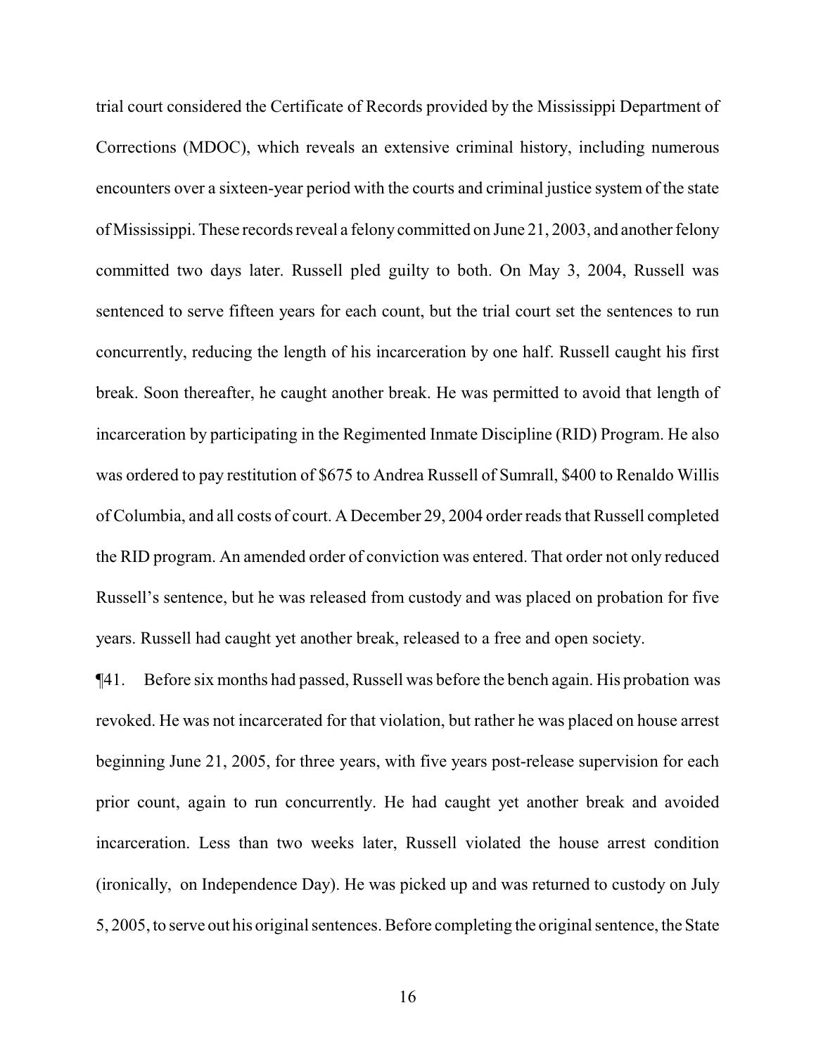trial court considered the Certificate of Records provided by the Mississippi Department of Corrections (MDOC), which reveals an extensive criminal history, including numerous encounters over a sixteen-year period with the courts and criminal justice system of the state of Mississippi. These records reveal a felony committed on June 21, 2003, and another felony committed two days later. Russell pled guilty to both. On May 3, 2004, Russell was sentenced to serve fifteen years for each count, but the trial court set the sentences to run concurrently, reducing the length of his incarceration by one half. Russell caught his first break. Soon thereafter, he caught another break. He was permitted to avoid that length of incarceration by participating in the Regimented Inmate Discipline (RID) Program. He also was ordered to pay restitution of $675 to Andrea Russell of Sumrall, $400 to Renaldo Willis of Columbia, and all costs of court. A December 29, 2004 order reads that Russell completed the RID program. An amended order of conviction was entered. That order not only reduced Russell's sentence, but he was released from custody and was placed on probation for five years. Russell had caught yet another break, released to a free and open society.

¶41. Before six months had passed, Russell was before the bench again. His probation was revoked. He was not incarcerated for that violation, but rather he was placed on house arrest beginning June 21, 2005, for three years, with five years post-release supervision for each prior count, again to run concurrently. He had caught yet another break and avoided incarceration. Less than two weeks later, Russell violated the house arrest condition (ironically, on Independence Day). He was picked up and was returned to custody on July 5, 2005, to serve out his original sentences. Before completing the original sentence, the State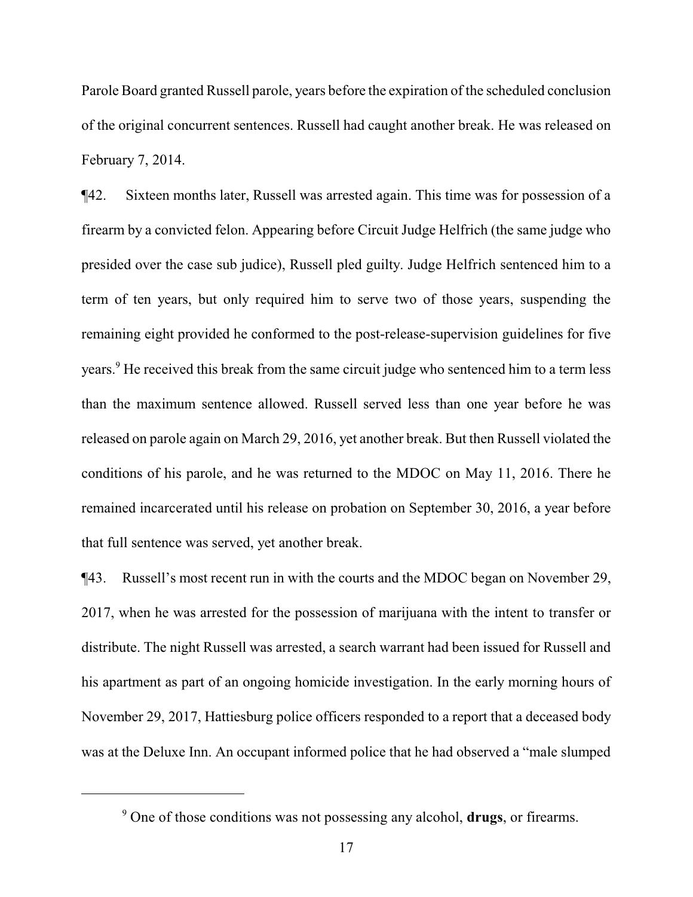Parole Board granted Russell parole, years before the expiration of the scheduled conclusion of the original concurrent sentences. Russell had caught another break. He was released on February 7, 2014.

¶42. Sixteen months later, Russell was arrested again. This time was for possession of a firearm by a convicted felon. Appearing before Circuit Judge Helfrich (the same judge who presided over the case sub judice), Russell pled guilty. Judge Helfrich sentenced him to a term of ten years, but only required him to serve two of those years, suspending the remaining eight provided he conformed to the post-release-supervision guidelines for five years.[9] He received this break from the same circuit judge who sentenced him to a term less than the maximum sentence allowed. Russell served less than one year before he was released on parole again on March 29, 2016, yet another break. But then Russell violated the conditions of his parole, and he was returned to the MDOC on May 11, 2016. There he remained incarcerated until his release on probation on September 30, 2016, a year before that full sentence was served, yet another break.

¶43. Russell's most recent run in with the courts and the MDOC began on November 29, 2017, when he was arrested for the possession of marijuana with the intent to transfer or distribute. The night Russell was arrested, a search warrant had been issued for Russell and his apartment as part of an ongoing homicide investigation. In the early morning hours of November 29, 2017, Hattiesburg police officers responded to a report that a deceased body was at the Deluxe Inn. An occupant informed police that he had observed a "male slumped

---

[9] One of those conditions was not possessing any alcohol, **drugs**, or firearms.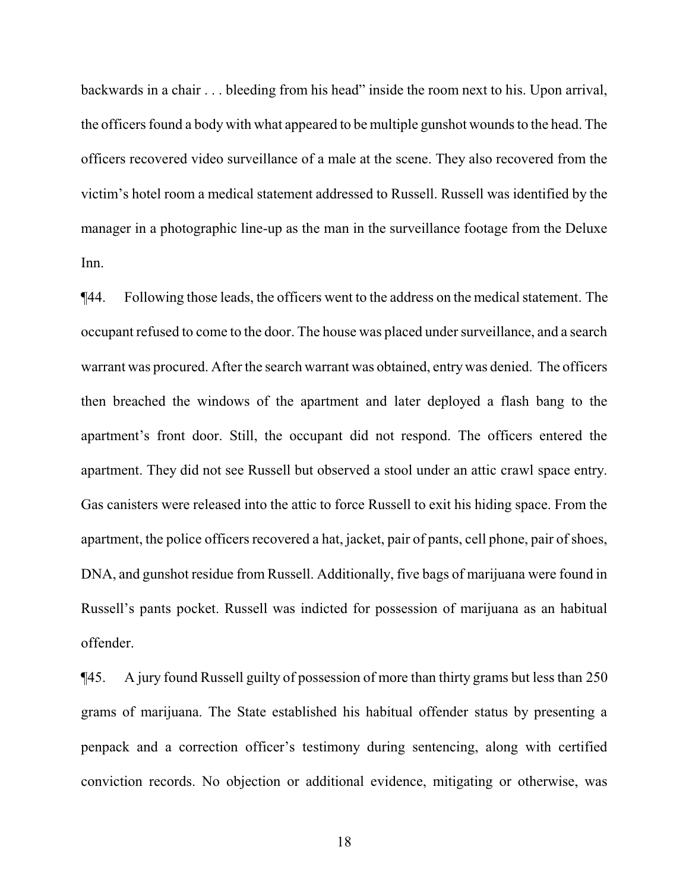backwards in a chair . . . bleeding from his head" inside the room next to his. Upon arrival, the officers found a body with what appeared to be multiple gunshot wounds to the head. The officers recovered video surveillance of a male at the scene. They also recovered from the victim's hotel room a medical statement addressed to Russell. Russell was identified by the manager in a photographic line-up as the man in the surveillance footage from the Deluxe Inn.

¶44. Following those leads, the officers went to the address on the medical statement. The occupant refused to come to the door. The house was placed under surveillance, and a search warrant was procured. After the search warrant was obtained, entry was denied. The officers then breached the windows of the apartment and later deployed a flash bang to the apartment's front door. Still, the occupant did not respond. The officers entered the apartment. They did not see Russell but observed a stool under an attic crawl space entry. Gas canisters were released into the attic to force Russell to exit his hiding space. From the apartment, the police officers recovered a hat, jacket, pair of pants, cell phone, pair of shoes, DNA, and gunshot residue from Russell. Additionally, five bags of marijuana were found in Russell's pants pocket. Russell was indicted for possession of marijuana as an habitual offender.

¶45. A jury found Russell guilty of possession of more than thirty grams but less than 250 grams of marijuana. The State established his habitual offender status by presenting a penpack and a correction officer's testimony during sentencing, along with certified conviction records. No objection or additional evidence, mitigating or otherwise, was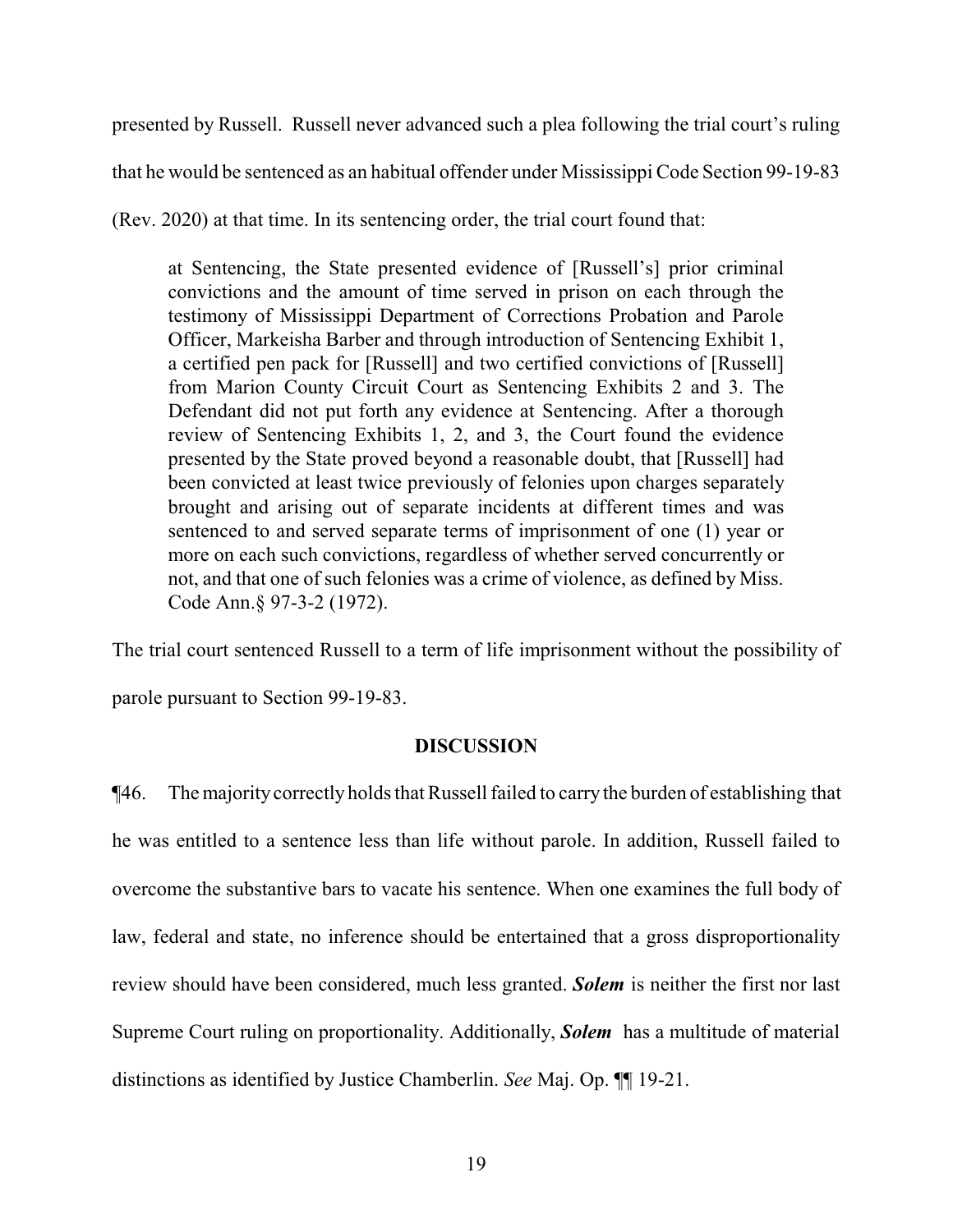presented by Russell. Russell never advanced such a plea following the trial court's ruling that he would be sentenced as an habitual offender under Mississippi Code Section 99-19-83 (Rev. 2020) at that time. In its sentencing order, the trial court found that:

> at Sentencing, the State presented evidence of [Russell's] prior criminal convictions and the amount of time served in prison on each through the testimony of Mississippi Department of Corrections Probation and Parole Officer, Markeisha Barber and through introduction of Sentencing Exhibit 1, a certified pen pack for [Russell] and two certified convictions of [Russell] from Marion County Circuit Court as Sentencing Exhibits 2 and 3. The Defendant did not put forth any evidence at Sentencing. After a thorough review of Sentencing Exhibits 1, 2, and 3, the Court found the evidence presented by the State proved beyond a reasonable doubt, that [Russell] had been convicted at least twice previously of felonies upon charges separately brought and arising out of separate incidents at different times and was sentenced to and served separate terms of imprisonment of one (1) year or more on each such convictions, regardless of whether served concurrently or not, and that one of such felonies was a crime of violence, as defined by Miss. Code Ann.§ 97-3-2 (1972).

The trial court sentenced Russell to a term of life imprisonment without the possibility of parole pursuant to Section 99-19-83.

## DISCUSSION

¶46. The majority correctly holds that Russell failed to carry the burden of establishing that he was entitled to a sentence less than life without parole. In addition, Russell failed to overcome the substantive bars to vacate his sentence. When one examines the full body of law, federal and state, no inference should be entertained that a gross disproportionality review should have been considered, much less granted. ***Solem*** is neither the first nor last Supreme Court ruling on proportionality. Additionally, ***Solem*** has a multitude of material distinctions as identified by Justice Chamberlin. *See* Maj. Op. ¶¶ 19-21.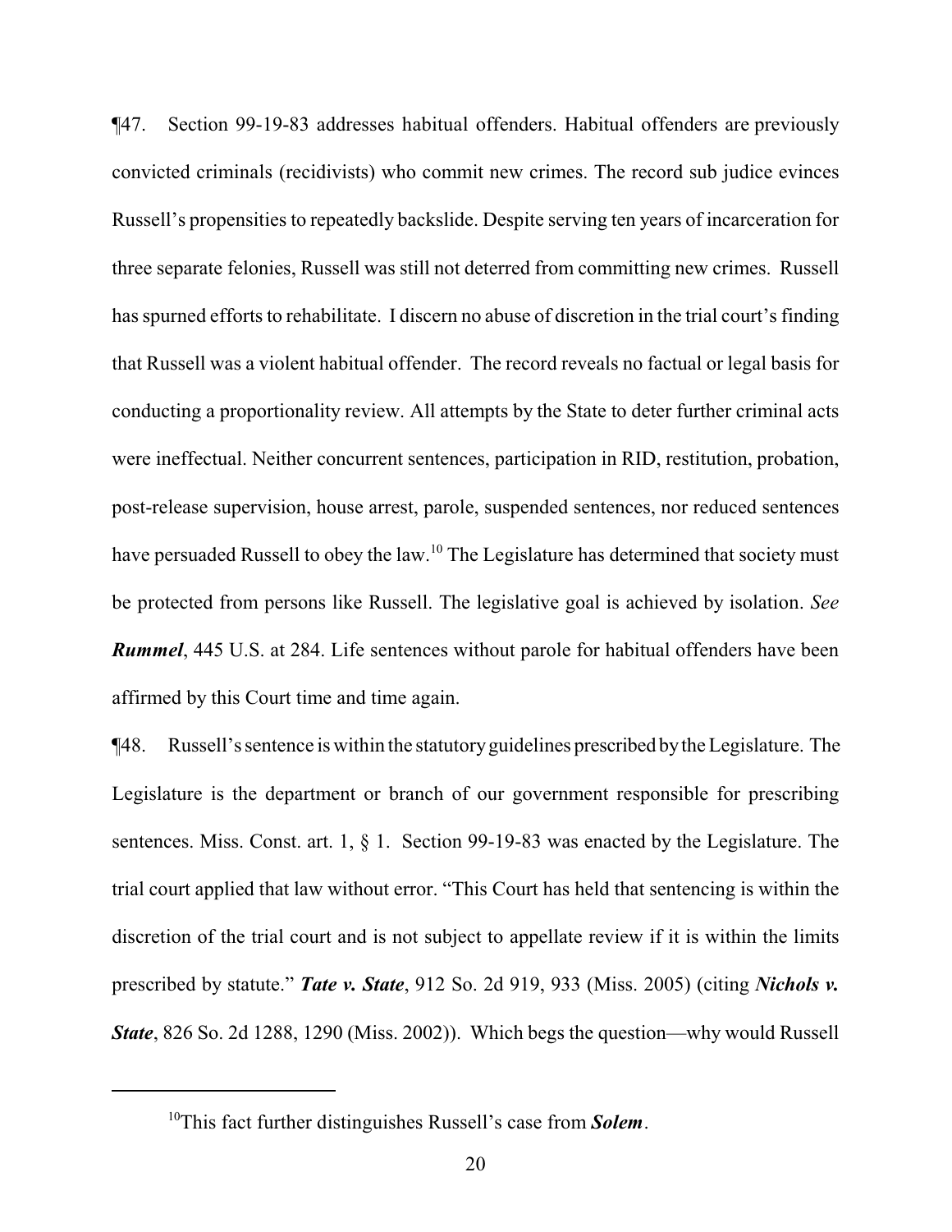¶47. Section 99-19-83 addresses habitual offenders. Habitual offenders are previously convicted criminals (recidivists) who commit new crimes. The record sub judice evinces Russell's propensities to repeatedly backslide. Despite serving ten years of incarceration for three separate felonies, Russell was still not deterred from committing new crimes. Russell has spurned efforts to rehabilitate. I discern no abuse of discretion in the trial court's finding that Russell was a violent habitual offender. The record reveals no factual or legal basis for conducting a proportionality review. All attempts by the State to deter further criminal acts were ineffectual. Neither concurrent sentences, participation in RID, restitution, probation, post-release supervision, house arrest, parole, suspended sentences, nor reduced sentences have persuaded Russell to obey the law.[10] The Legislature has determined that society must be protected from persons like Russell. The legislative goal is achieved by isolation. *See* ***Rummel***, 445 U.S. at 284. Life sentences without parole for habitual offenders have been affirmed by this Court time and time again.

¶48. Russell's sentence is within the statutory guidelines prescribed by the Legislature. The Legislature is the department or branch of our government responsible for prescribing sentences. Miss. Const. art. 1, § 1. Section 99-19-83 was enacted by the Legislature. The trial court applied that law without error. "This Court has held that sentencing is within the discretion of the trial court and is not subject to appellate review if it is within the limits prescribed by statute." ***Tate v. State***, 912 So. 2d 919, 933 (Miss. 2005) (citing ***Nichols v. State***, 826 So. 2d 1288, 1290 (Miss. 2002)). Which begs the question—why would Russell

---

[10]This fact further distinguishes Russell's case from ***Solem***.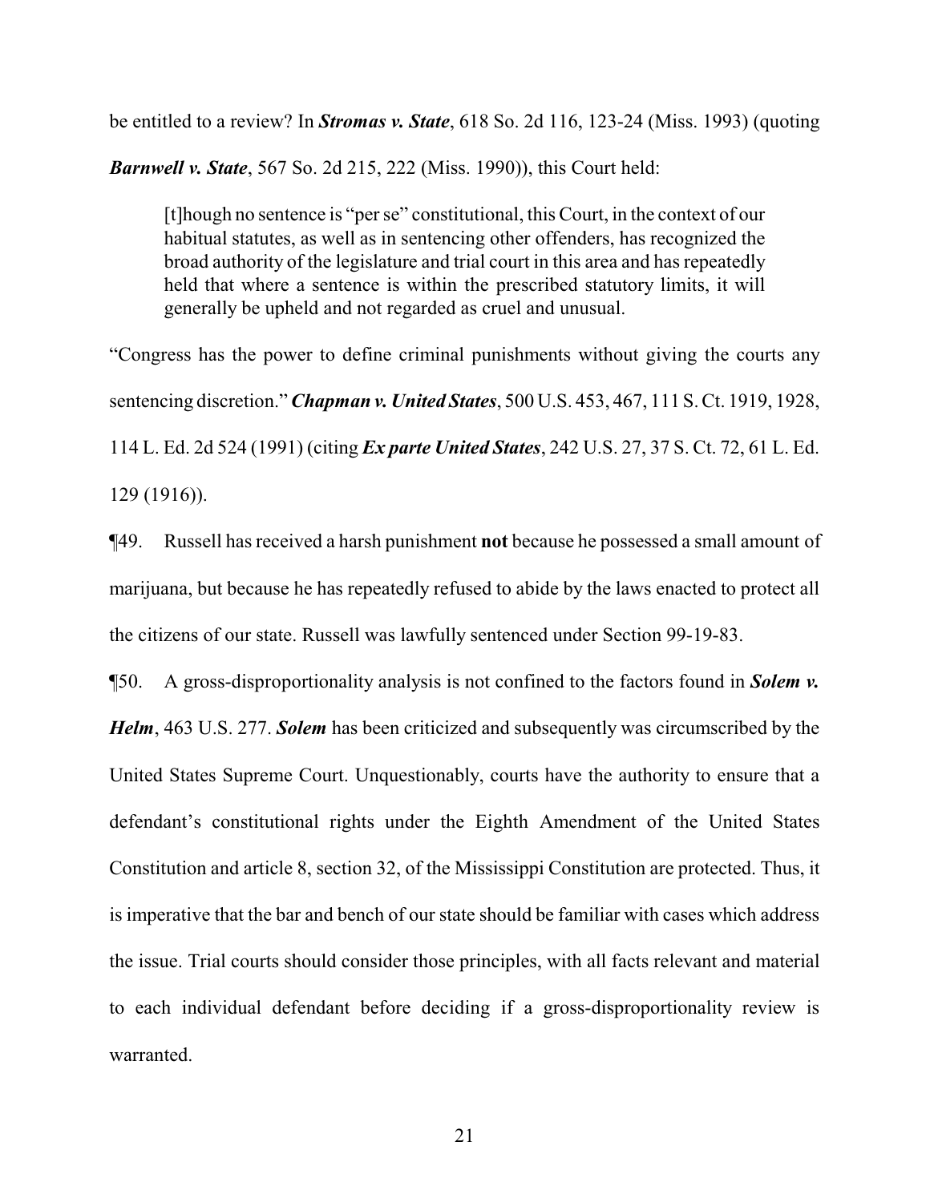be entitled to a review? In ***Stromas v. State***, 618 So. 2d 116, 123-24 (Miss. 1993) (quoting ***Barnwell v. State***, 567 So. 2d 215, 222 (Miss. 1990)), this Court held:

> [t]hough no sentence is "per se" constitutional, this Court, in the context of our habitual statutes, as well as in sentencing other offenders, has recognized the broad authority of the legislature and trial court in this area and has repeatedly held that where a sentence is within the prescribed statutory limits, it will generally be upheld and not regarded as cruel and unusual.

"Congress has the power to define criminal punishments without giving the courts any sentencing discretion." ***Chapman v. United States***, 500 U.S. 453, 467, 111 S. Ct. 1919, 1928, 114 L. Ed. 2d 524 (1991) (citing ***Ex parte United States***, 242 U.S. 27, 37 S. Ct. 72, 61 L. Ed. 129 (1916)).

¶49. Russell has received a harsh punishment **not** because he possessed a small amount of marijuana, but because he has repeatedly refused to abide by the laws enacted to protect all the citizens of our state. Russell was lawfully sentenced under Section 99-19-83.

¶50. A gross-disproportionality analysis is not confined to the factors found in ***Solem v. Helm***, 463 U.S. 277. ***Solem*** has been criticized and subsequently was circumscribed by the United States Supreme Court. Unquestionably, courts have the authority to ensure that a defendant's constitutional rights under the Eighth Amendment of the United States Constitution and article 8, section 32, of the Mississippi Constitution are protected. Thus, it is imperative that the bar and bench of our state should be familiar with cases which address the issue. Trial courts should consider those principles, with all facts relevant and material to each individual defendant before deciding if a gross-disproportionality review is warranted.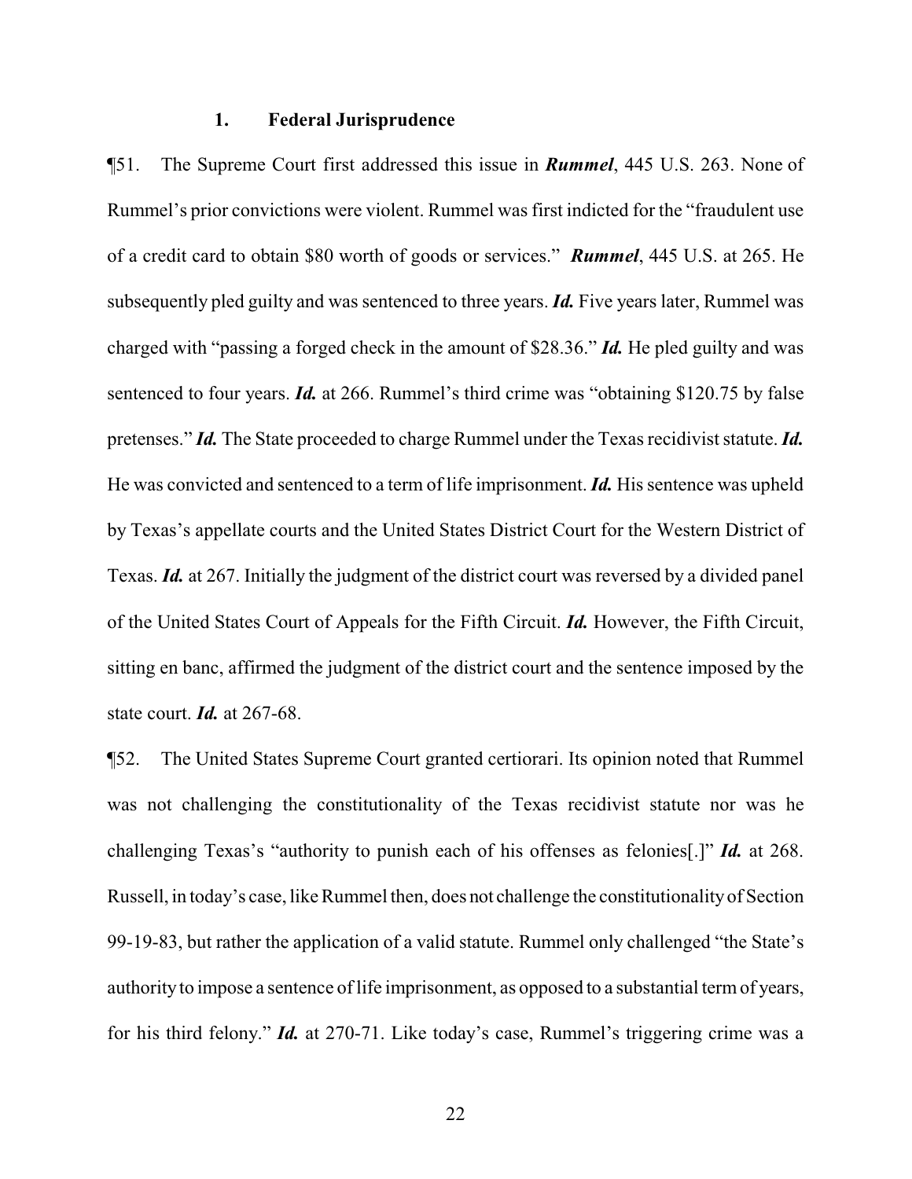### 1. Federal Jurisprudence

¶51. The Supreme Court first addressed this issue in ***Rummel***, 445 U.S. 263. None of Rummel's prior convictions were violent. Rummel was first indicted for the "fraudulent use of a credit card to obtain $80 worth of goods or services." ***Rummel***, 445 U.S. at 265. He subsequently pled guilty and was sentenced to three years. ***Id.*** Five years later, Rummel was charged with "passing a forged check in the amount of $28.36." ***Id.*** He pled guilty and was sentenced to four years. ***Id.*** at 266. Rummel's third crime was "obtaining $120.75 by false pretenses." ***Id.*** The State proceeded to charge Rummel under the Texas recidivist statute. ***Id.*** He was convicted and sentenced to a term of life imprisonment. ***Id.*** His sentence was upheld by Texas's appellate courts and the United States District Court for the Western District of Texas. ***Id.*** at 267. Initially the judgment of the district court was reversed by a divided panel of the United States Court of Appeals for the Fifth Circuit. ***Id.*** However, the Fifth Circuit, sitting en banc, affirmed the judgment of the district court and the sentence imposed by the state court. ***Id.*** at 267-68.

¶52. The United States Supreme Court granted certiorari. Its opinion noted that Rummel was not challenging the constitutionality of the Texas recidivist statute nor was he challenging Texas's "authority to punish each of his offenses as felonies[.]" ***Id.*** at 268. Russell, in today's case, like Rummel then, does not challenge the constitutionality of Section 99-19-83, but rather the application of a valid statute. Rummel only challenged "the State's authority to impose a sentence of life imprisonment, as opposed to a substantial term of years, for his third felony." ***Id.*** at 270-71. Like today's case, Rummel's triggering crime was a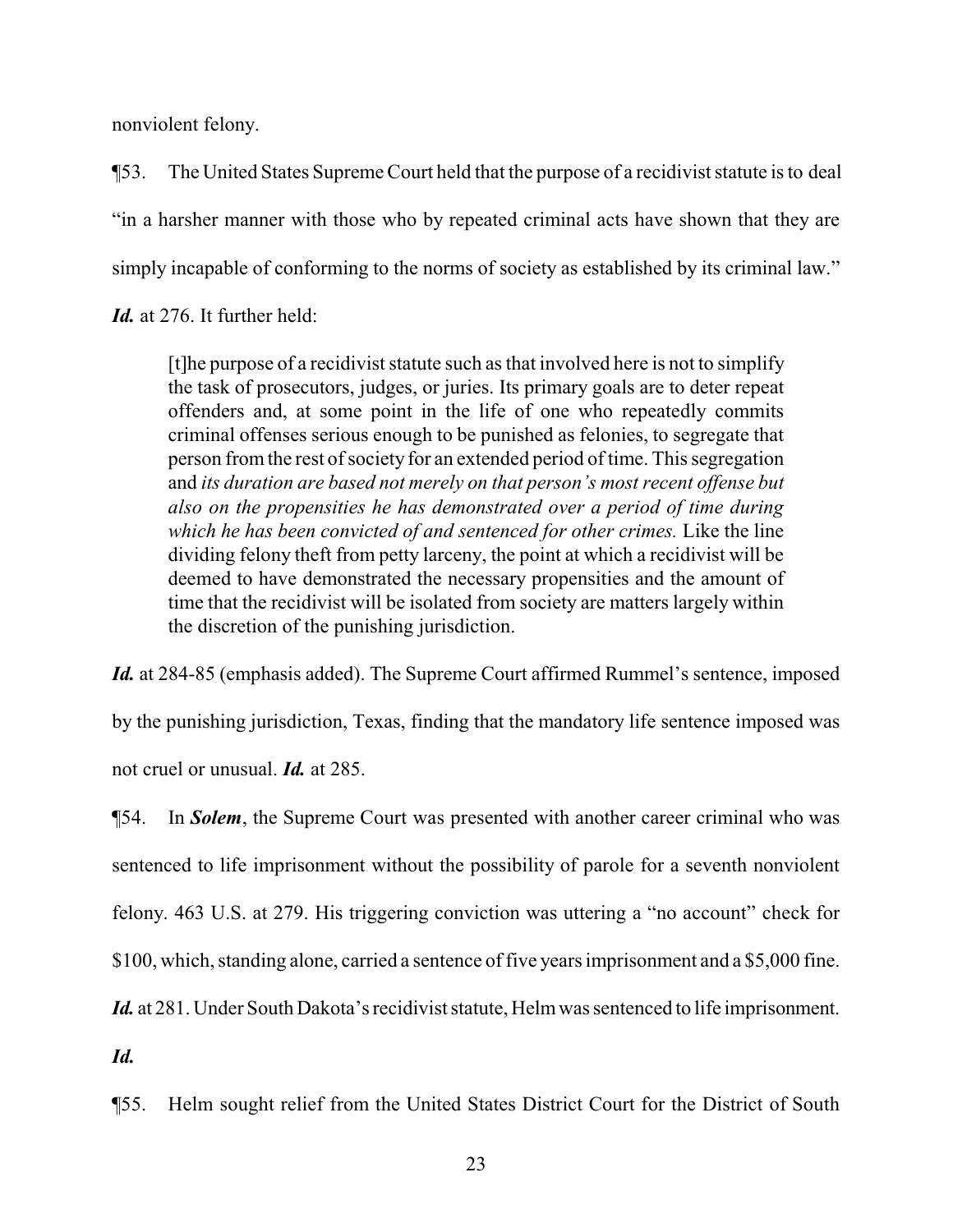nonviolent felony.

¶53. The United States Supreme Court held that the purpose of a recidivist statute is to deal "in a harsher manner with those who by repeated criminal acts have shown that they are simply incapable of conforming to the norms of society as established by its criminal law." ***Id.*** at 276. It further held:

> [t]he purpose of a recidivist statute such as that involved here is not to simplify the task of prosecutors, judges, or juries. Its primary goals are to deter repeat offenders and, at some point in the life of one who repeatedly commits criminal offenses serious enough to be punished as felonies, to segregate that person from the rest of society for an extended period of time. This segregation and *its duration are based not merely on that person's most recent offense but also on the propensities he has demonstrated over a period of time during which he has been convicted of and sentenced for other crimes.* Like the line dividing felony theft from petty larceny, the point at which a recidivist will be deemed to have demonstrated the necessary propensities and the amount of time that the recidivist will be isolated from society are matters largely within the discretion of the punishing jurisdiction.

***Id.*** at 284-85 (emphasis added). The Supreme Court affirmed Rummel's sentence, imposed by the punishing jurisdiction, Texas, finding that the mandatory life sentence imposed was not cruel or unusual. ***Id.*** at 285.

¶54. In ***Solem***, the Supreme Court was presented with another career criminal who was sentenced to life imprisonment without the possibility of parole for a seventh nonviolent felony. 463 U.S. at 279. His triggering conviction was uttering a "no account" check for $100, which, standing alone, carried a sentence of five years imprisonment and a $5,000 fine. ***Id.*** at 281. Under South Dakota's recidivist statute, Helm was sentenced to life imprisonment. ***Id.***

¶55. Helm sought relief from the United States District Court for the District of South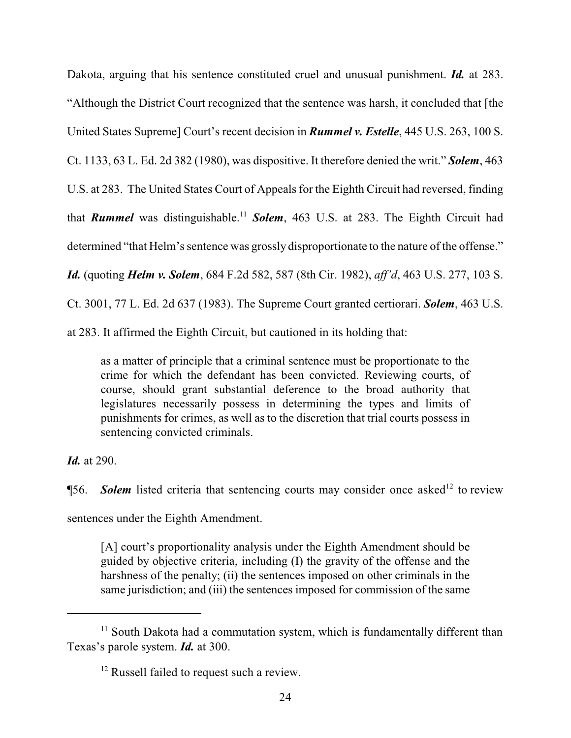Dakota, arguing that his sentence constituted cruel and unusual punishment. ***Id.*** at 283. "Although the District Court recognized that the sentence was harsh, it concluded that [the United States Supreme] Court's recent decision in ***Rummel v. Estelle***, 445 U.S. 263, 100 S. Ct. 1133, 63 L. Ed. 2d 382 (1980), was dispositive. It therefore denied the writ." ***Solem***, 463 U.S. at 283. The United States Court of Appeals for the Eighth Circuit had reversed, finding that ***Rummel*** was distinguishable.[11] ***Solem***, 463 U.S. at 283. The Eighth Circuit had determined "that Helm's sentence was grossly disproportionate to the nature of the offense." ***Id.*** (quoting ***Helm v. Solem***, 684 F.2d 582, 587 (8th Cir. 1982), *aff'd*, 463 U.S. 277, 103 S. Ct. 3001, 77 L. Ed. 2d 637 (1983). The Supreme Court granted certiorari. ***Solem***, 463 U.S. at 283. It affirmed the Eighth Circuit, but cautioned in its holding that:

> as a matter of principle that a criminal sentence must be proportionate to the crime for which the defendant has been convicted. Reviewing courts, of course, should grant substantial deference to the broad authority that legislatures necessarily possess in determining the types and limits of punishments for crimes, as well as to the discretion that trial courts possess in sentencing convicted criminals.

***Id.*** at 290.

¶56. ***Solem*** listed criteria that sentencing courts may consider once asked[12] to review sentences under the Eighth Amendment.

> [A] court's proportionality analysis under the Eighth Amendment should be guided by objective criteria, including (I) the gravity of the offense and the harshness of the penalty; (ii) the sentences imposed on other criminals in the same jurisdiction; and (iii) the sentences imposed for commission of the same

---

[11] South Dakota had a commutation system, which is fundamentally different than Texas's parole system. ***Id.*** at 300.

[12] Russell failed to request such a review.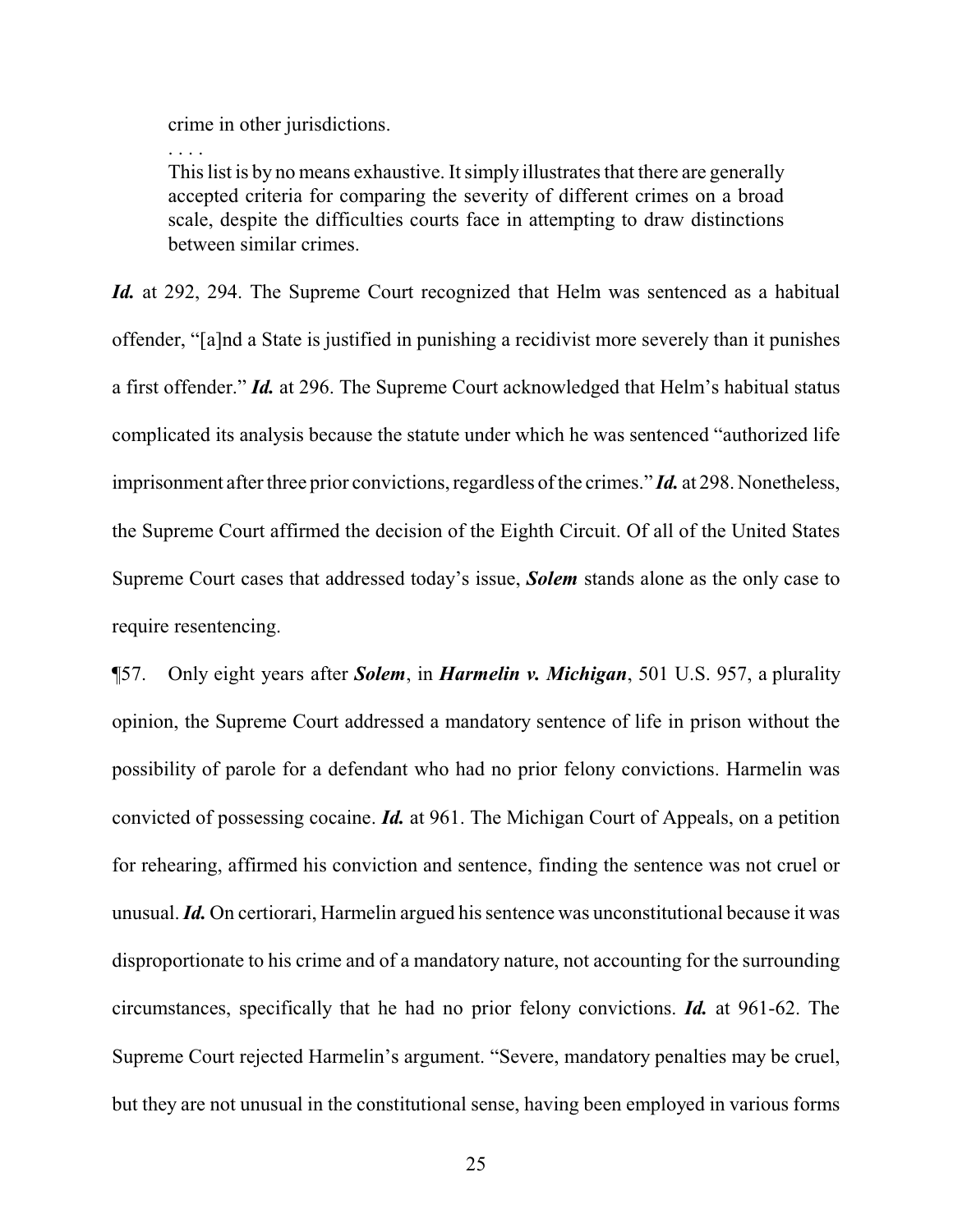> crime in other jurisdictions.
>
> . . . .
>
> This list is by no means exhaustive. It simply illustrates that there are generally accepted criteria for comparing the severity of different crimes on a broad scale, despite the difficulties courts face in attempting to draw distinctions between similar crimes.

***Id.*** at 292, 294. The Supreme Court recognized that Helm was sentenced as a habitual offender, "[a]nd a State is justified in punishing a recidivist more severely than it punishes a first offender." ***Id.*** at 296. The Supreme Court acknowledged that Helm's habitual status complicated its analysis because the statute under which he was sentenced "authorized life imprisonment after three prior convictions, regardless of the crimes." ***Id.*** at 298. Nonetheless, the Supreme Court affirmed the decision of the Eighth Circuit. Of all of the United States Supreme Court cases that addressed today's issue, ***Solem*** stands alone as the only case to require resentencing.

¶57. Only eight years after ***Solem***, in ***Harmelin v. Michigan***, 501 U.S. 957, a plurality opinion, the Supreme Court addressed a mandatory sentence of life in prison without the possibility of parole for a defendant who had no prior felony convictions. Harmelin was convicted of possessing cocaine. ***Id.*** at 961. The Michigan Court of Appeals, on a petition for rehearing, affirmed his conviction and sentence, finding the sentence was not cruel or unusual. ***Id.*** On certiorari, Harmelin argued his sentence was unconstitutional because it was disproportionate to his crime and of a mandatory nature, not accounting for the surrounding circumstances, specifically that he had no prior felony convictions. ***Id.*** at 961-62. The Supreme Court rejected Harmelin's argument. "Severe, mandatory penalties may be cruel, but they are not unusual in the constitutional sense, having been employed in various forms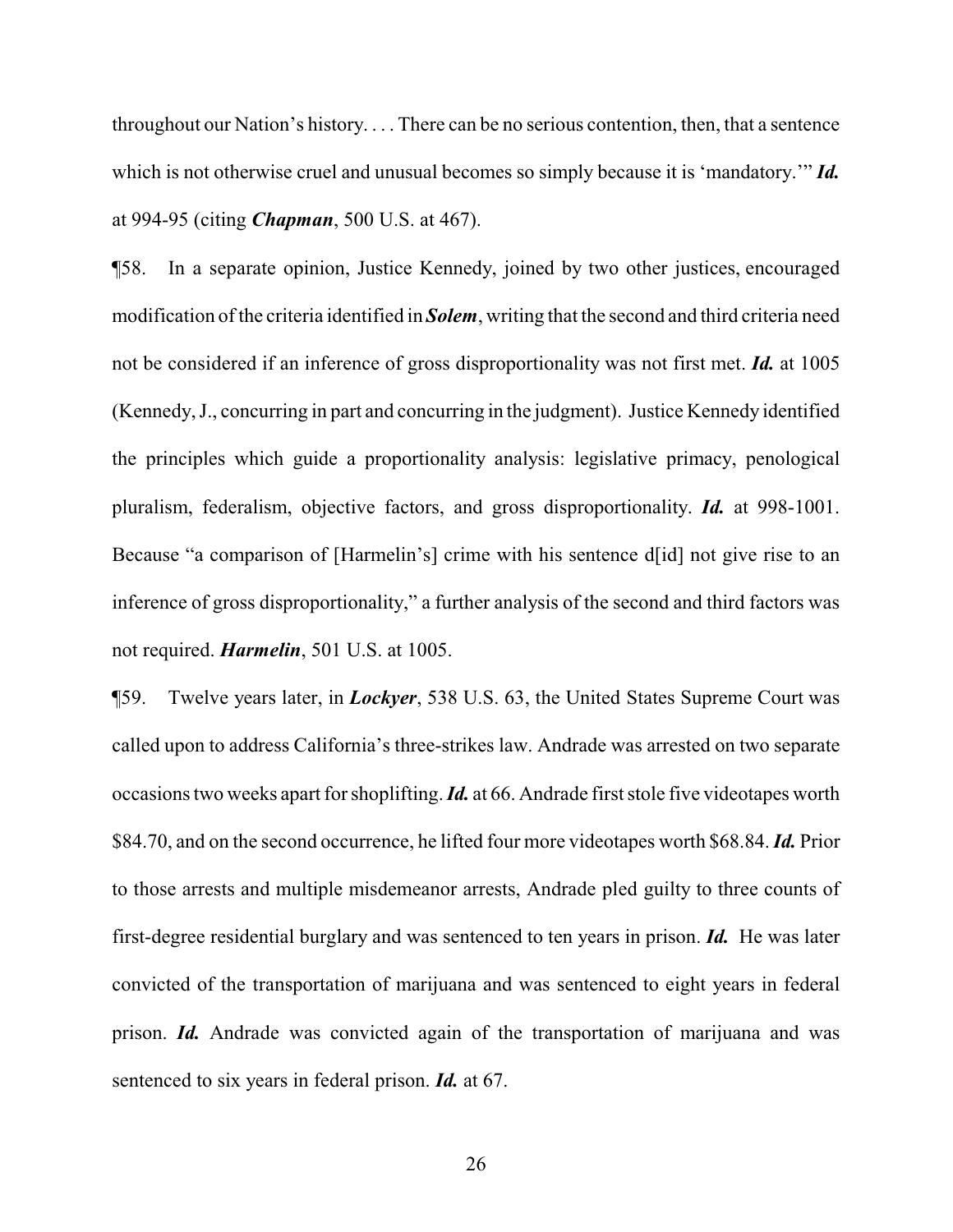throughout our Nation's history. . . . There can be no serious contention, then, that a sentence which is not otherwise cruel and unusual becomes so simply because it is 'mandatory.'" ***Id.*** at 994-95 (citing ***Chapman***, 500 U.S. at 467).

¶58. In a separate opinion, Justice Kennedy, joined by two other justices, encouraged modification of the criteria identified in ***Solem***, writing that the second and third criteria need not be considered if an inference of gross disproportionality was not first met. ***Id.*** at 1005 (Kennedy, J., concurring in part and concurring in the judgment). Justice Kennedy identified the principles which guide a proportionality analysis: legislative primacy, penological pluralism, federalism, objective factors, and gross disproportionality. ***Id.*** at 998-1001. Because "a comparison of [Harmelin's] crime with his sentence d[id] not give rise to an inference of gross disproportionality," a further analysis of the second and third factors was not required. ***Harmelin***, 501 U.S. at 1005.

¶59. Twelve years later, in ***Lockyer***, 538 U.S. 63, the United States Supreme Court was called upon to address California's three-strikes law. Andrade was arrested on two separate occasions two weeks apart for shoplifting. ***Id.*** at 66. Andrade first stole five videotapes worth $84.70, and on the second occurrence, he lifted four more videotapes worth $68.84. ***Id.*** Prior to those arrests and multiple misdemeanor arrests, Andrade pled guilty to three counts of first-degree residential burglary and was sentenced to ten years in prison. ***Id.*** He was later convicted of the transportation of marijuana and was sentenced to eight years in federal prison. ***Id.*** Andrade was convicted again of the transportation of marijuana and was sentenced to six years in federal prison. ***Id.*** at 67.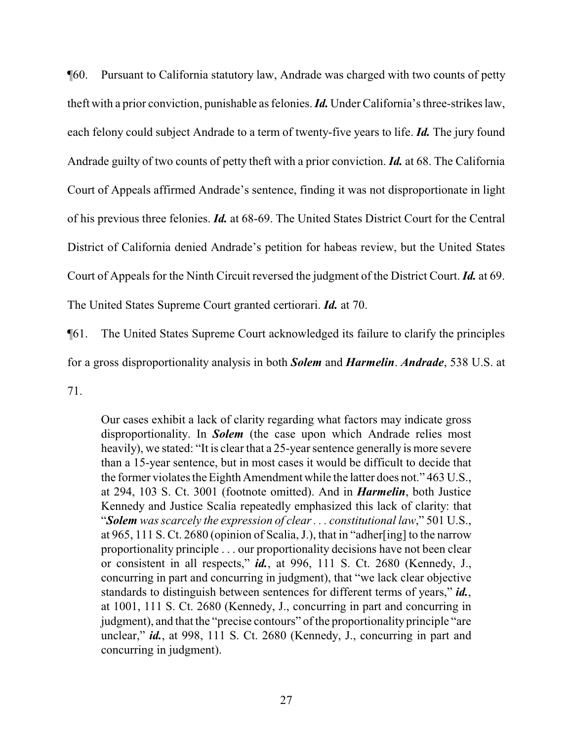¶60. Pursuant to California statutory law, Andrade was charged with two counts of petty theft with a prior conviction, punishable as felonies. ***Id.*** Under California's three-strikes law, each felony could subject Andrade to a term of twenty-five years to life. ***Id.*** The jury found Andrade guilty of two counts of petty theft with a prior conviction. ***Id.*** at 68. The California Court of Appeals affirmed Andrade's sentence, finding it was not disproportionate in light of his previous three felonies. ***Id.*** at 68-69. The United States District Court for the Central District of California denied Andrade's petition for habeas review, but the United States Court of Appeals for the Ninth Circuit reversed the judgment of the District Court. ***Id.*** at 69. The United States Supreme Court granted certiorari. ***Id.*** at 70.

¶61. The United States Supreme Court acknowledged its failure to clarify the principles for a gross disproportionality analysis in both ***Solem*** and ***Harmelin***. ***Andrade***, 538 U.S. at 71.

> Our cases exhibit a lack of clarity regarding what factors may indicate gross disproportionality. In ***Solem*** (the case upon which Andrade relies most heavily), we stated: "It is clear that a 25-year sentence generally is more severe than a 15-year sentence, but in most cases it would be difficult to decide that the former violates the Eighth Amendment while the latter does not." 463 U.S., at 294, 103 S. Ct. 3001 (footnote omitted). And in ***Harmelin***, both Justice Kennedy and Justice Scalia repeatedly emphasized this lack of clarity: that "***Solem*** *was scarcely the expression of clear . . . constitutional law*," 501 U.S., at 965, 111 S. Ct. 2680 (opinion of Scalia, J.), that in "adher[ing] to the narrow proportionality principle . . . our proportionality decisions have not been clear or consistent in all respects," ***id.***, at 996, 111 S. Ct. 2680 (Kennedy, J., concurring in part and concurring in judgment), that "we lack clear objective standards to distinguish between sentences for different terms of years," ***id.***, at 1001, 111 S. Ct. 2680 (Kennedy, J., concurring in part and concurring in judgment), and that the "precise contours" of the proportionality principle "are unclear," ***id.***, at 998, 111 S. Ct. 2680 (Kennedy, J., concurring in part and concurring in judgment).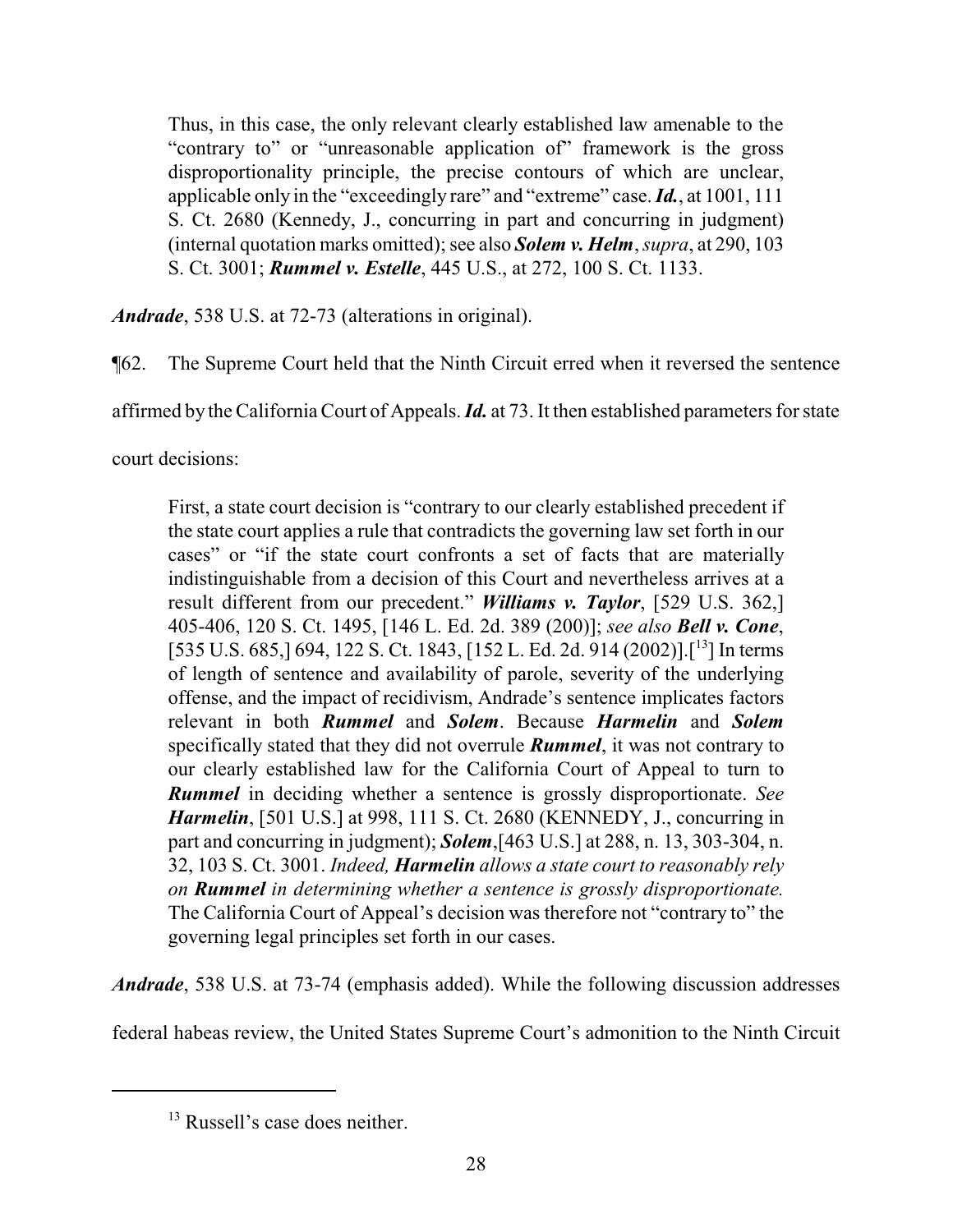> Thus, in this case, the only relevant clearly established law amenable to the "contrary to" or "unreasonable application of" framework is the gross disproportionality principle, the precise contours of which are unclear, applicable only in the "exceedingly rare" and "extreme" case. ***Id.***, at 1001, 111 S. Ct. 2680 (Kennedy, J., concurring in part and concurring in judgment) (internal quotation marks omitted); see also ***Solem v. Helm***, *supra*, at 290, 103 S. Ct. 3001; ***Rummel v. Estelle***, 445 U.S., at 272, 100 S. Ct. 1133.

***Andrade***, 538 U.S. at 72-73 (alterations in original).

¶62. The Supreme Court held that the Ninth Circuit erred when it reversed the sentence affirmed by the California Court of Appeals. ***Id.*** at 73. It then established parameters for state court decisions:

> First, a state court decision is "contrary to our clearly established precedent if the state court applies a rule that contradicts the governing law set forth in our cases" or "if the state court confronts a set of facts that are materially indistinguishable from a decision of this Court and nevertheless arrives at a result different from our precedent." ***Williams v. Taylor***, [529 U.S. 362,] 405-406, 120 S. Ct. 1495, [146 L. Ed. 2d. 389 (200)]; *see also* ***Bell v. Cone***, [535 U.S. 685,] 694, 122 S. Ct. 1843, [152 L. Ed. 2d. 914 (2002)].[13] In terms of length of sentence and availability of parole, severity of the underlying offense, and the impact of recidivism, Andrade's sentence implicates factors relevant in both ***Rummel*** and ***Solem***. Because ***Harmelin*** and ***Solem*** specifically stated that they did not overrule ***Rummel***, it was not contrary to our clearly established law for the California Court of Appeal to turn to ***Rummel*** in deciding whether a sentence is grossly disproportionate. *See* ***Harmelin***, [501 U.S.] at 998, 111 S. Ct. 2680 (KENNEDY, J., concurring in part and concurring in judgment); ***Solem***,[463 U.S.] at 288, n. 13, 303-304, n. 32, 103 S. Ct. 3001. *Indeed,* ***Harmelin*** *allows a state court to reasonably rely on* ***Rummel*** *in determining whether a sentence is grossly disproportionate.* The California Court of Appeal's decision was therefore not "contrary to" the governing legal principles set forth in our cases.

***Andrade***, 538 U.S. at 73-74 (emphasis added). While the following discussion addresses federal habeas review, the United States Supreme Court's admonition to the Ninth Circuit

---

[13] Russell's case does neither.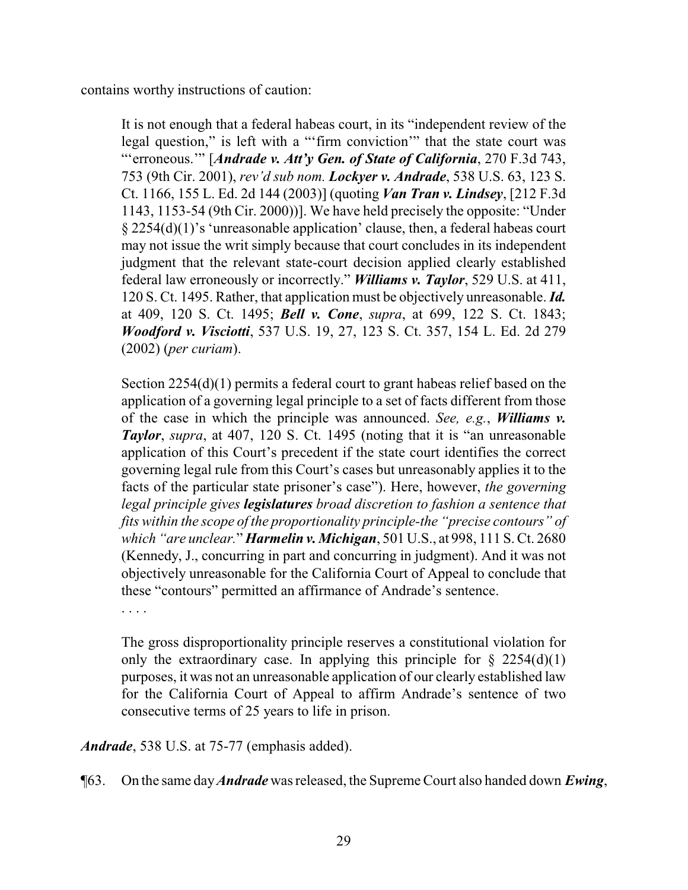contains worthy instructions of caution:

> It is not enough that a federal habeas court, in its "independent review of the legal question," is left with a "'firm conviction'" that the state court was "'erroneous.'" [***Andrade v. Att'y Gen. of State of California***, 270 F.3d 743, 753 (9th Cir. 2001), *rev'd sub nom.* ***Lockyer v. Andrade***, 538 U.S. 63, 123 S. Ct. 1166, 155 L. Ed. 2d 144 (2003)] (quoting ***Van Tran v. Lindsey***, [212 F.3d 1143, 1153-54 (9th Cir. 2000))]. We have held precisely the opposite: "Under § 2254(d)(1)'s 'unreasonable application' clause, then, a federal habeas court may not issue the writ simply because that court concludes in its independent judgment that the relevant state-court decision applied clearly established federal law erroneously or incorrectly." ***Williams v. Taylor***, 529 U.S. at 411, 120 S. Ct. 1495. Rather, that application must be objectively unreasonable. ***Id.*** at 409, 120 S. Ct. 1495; ***Bell v. Cone***, *supra*, at 699, 122 S. Ct. 1843; ***Woodford v. Visciotti***, 537 U.S. 19, 27, 123 S. Ct. 357, 154 L. Ed. 2d 279 (2002) (*per curiam*).
>
> Section 2254(d)(1) permits a federal court to grant habeas relief based on the application of a governing legal principle to a set of facts different from those of the case in which the principle was announced. *See, e.g.*, ***Williams v. Taylor***, *supra*, at 407, 120 S. Ct. 1495 (noting that it is "an unreasonable application of this Court's precedent if the state court identifies the correct governing legal rule from this Court's cases but unreasonably applies it to the facts of the particular state prisoner's case"). Here, however, *the governing legal principle gives* ***legislatures*** *broad discretion to fashion a sentence that fits within the scope of the proportionality principle-the "precise contours" of which "are unclear."* ***Harmelin v. Michigan***, 501 U.S., at 998, 111 S. Ct. 2680 (Kennedy, J., concurring in part and concurring in judgment). And it was not objectively unreasonable for the California Court of Appeal to conclude that these "contours" permitted an affirmance of Andrade's sentence.
>
> . . . .
>
> The gross disproportionality principle reserves a constitutional violation for only the extraordinary case. In applying this principle for § 2254(d)(1) purposes, it was not an unreasonable application of our clearly established law for the California Court of Appeal to affirm Andrade's sentence of two consecutive terms of 25 years to life in prison.

***Andrade***, 538 U.S. at 75-77 (emphasis added).

¶63. On the same day ***Andrade*** was released, the Supreme Court also handed down ***Ewing***,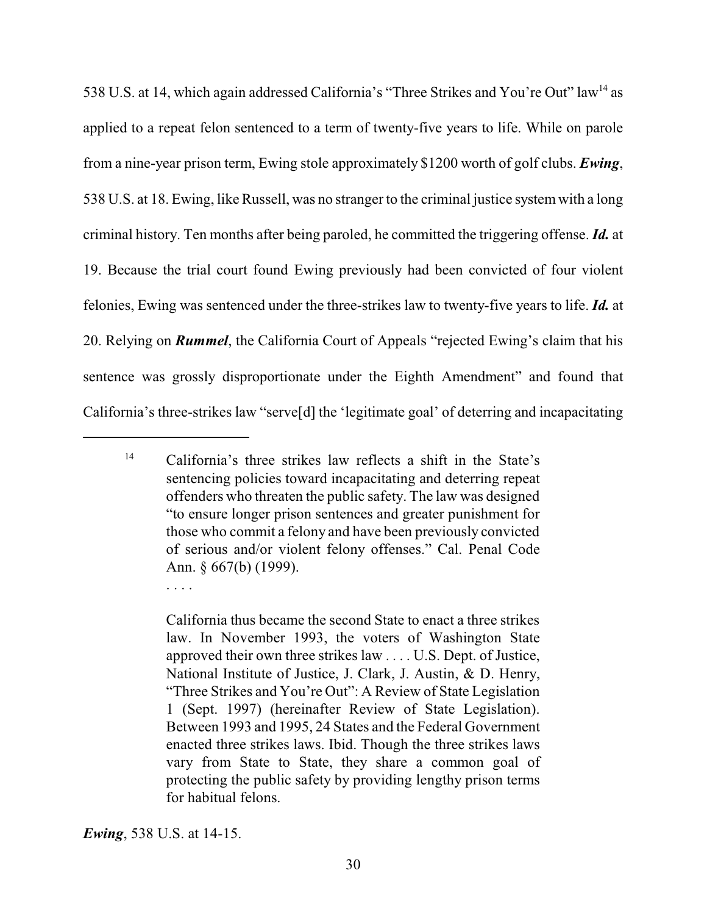538 U.S. at 14, which again addressed California's "Three Strikes and You're Out" law[14] as applied to a repeat felon sentenced to a term of twenty-five years to life. While on parole from a nine-year prison term, Ewing stole approximately $1200 worth of golf clubs. ***Ewing***, 538 U.S. at 18. Ewing, like Russell, was no stranger to the criminal justice system with a long criminal history. Ten months after being paroled, he committed the triggering offense. ***Id.*** at 19. Because the trial court found Ewing previously had been convicted of four violent felonies, Ewing was sentenced under the three-strikes law to twenty-five years to life. ***Id.*** at 20. Relying on ***Rummel***, the California Court of Appeals "rejected Ewing's claim that his sentence was grossly disproportionate under the Eighth Amendment" and found that California's three-strikes law "serve[d] the 'legitimate goal' of deterring and incapacitating

---

> [14] California's three strikes law reflects a shift in the State's sentencing policies toward incapacitating and deterring repeat offenders who threaten the public safety. The law was designed "to ensure longer prison sentences and greater punishment for those who commit a felony and have been previously convicted of serious and/or violent felony offenses." Cal. Penal Code Ann. § 667(b) (1999).
>
> . . . .
>
> California thus became the second State to enact a three strikes law. In November 1993, the voters of Washington State approved their own three strikes law . . . . U.S. Dept. of Justice, National Institute of Justice, J. Clark, J. Austin, & D. Henry, "Three Strikes and You're Out": A Review of State Legislation 1 (Sept. 1997) (hereinafter Review of State Legislation). Between 1993 and 1995, 24 States and the Federal Government enacted three strikes laws. Ibid. Though the three strikes laws vary from State to State, they share a common goal of protecting the public safety by providing lengthy prison terms for habitual felons.

***Ewing***, 538 U.S. at 14-15.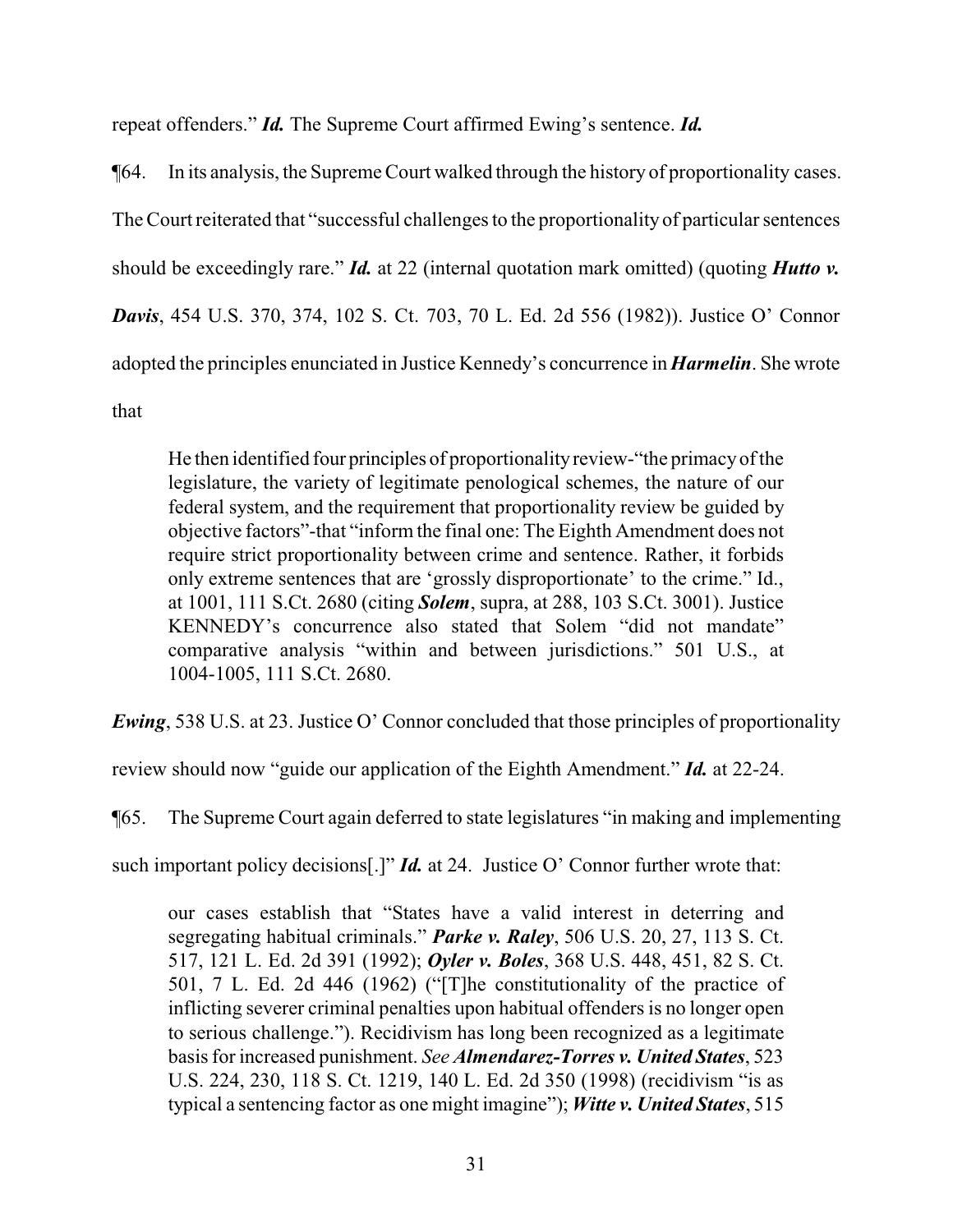repeat offenders." ***Id.*** The Supreme Court affirmed Ewing's sentence. ***Id.***

¶64. In its analysis, the Supreme Court walked through the history of proportionality cases. The Court reiterated that "successful challenges to the proportionality of particular sentences should be exceedingly rare." ***Id.*** at 22 (internal quotation mark omitted) (quoting ***Hutto v. Davis***, 454 U.S. 370, 374, 102 S. Ct. 703, 70 L. Ed. 2d 556 (1982)). Justice O' Connor adopted the principles enunciated in Justice Kennedy's concurrence in ***Harmelin***. She wrote that

> He then identified four principles of proportionality review-"the primacy of the legislature, the variety of legitimate penological schemes, the nature of our federal system, and the requirement that proportionality review be guided by objective factors"-that "inform the final one: The Eighth Amendment does not require strict proportionality between crime and sentence. Rather, it forbids only extreme sentences that are 'grossly disproportionate' to the crime." Id., at 1001, 111 S.Ct. 2680 (citing ***Solem***, supra, at 288, 103 S.Ct. 3001). Justice KENNEDY's concurrence also stated that Solem "did not mandate" comparative analysis "within and between jurisdictions." 501 U.S., at 1004-1005, 111 S.Ct. 2680.

***Ewing***, 538 U.S. at 23. Justice O' Connor concluded that those principles of proportionality review should now "guide our application of the Eighth Amendment." ***Id.*** at 22-24.

¶65. The Supreme Court again deferred to state legislatures "in making and implementing such important policy decisions[.]" ***Id.*** at 24. Justice O' Connor further wrote that:

> our cases establish that "States have a valid interest in deterring and segregating habitual criminals." ***Parke v. Raley***, 506 U.S. 20, 27, 113 S. Ct. 517, 121 L. Ed. 2d 391 (1992); ***Oyler v. Boles***, 368 U.S. 448, 451, 82 S. Ct. 501, 7 L. Ed. 2d 446 (1962) ("[T]he constitutionality of the practice of inflicting severer criminal penalties upon habitual offenders is no longer open to serious challenge."). Recidivism has long been recognized as a legitimate basis for increased punishment. *See* ***Almendarez-Torres v. United States***, 523 U.S. 224, 230, 118 S. Ct. 1219, 140 L. Ed. 2d 350 (1998) (recidivism "is as typical a sentencing factor as one might imagine"); ***Witte v. United States***, 515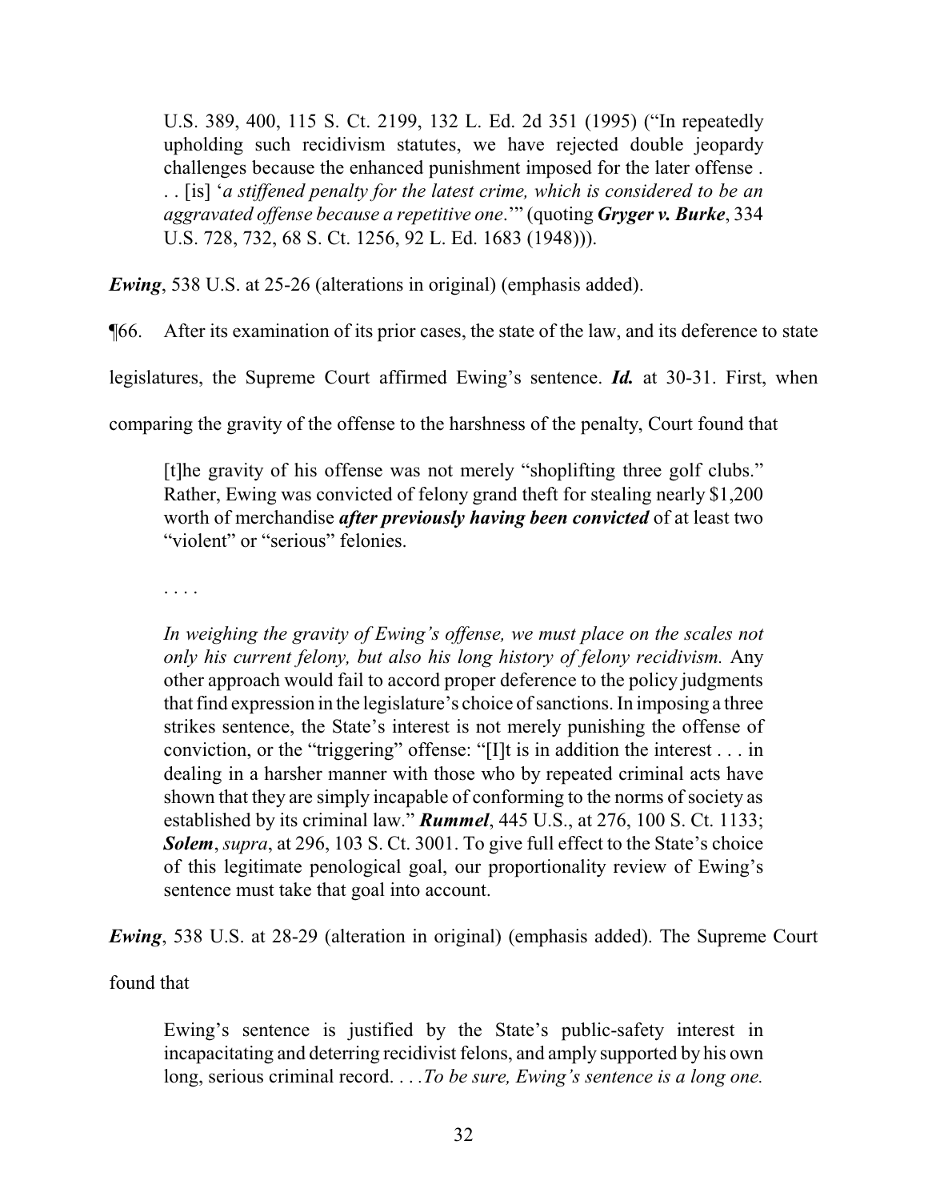> U.S. 389, 400, 115 S. Ct. 2199, 132 L. Ed. 2d 351 (1995) ("In repeatedly upholding such recidivism statutes, we have rejected double jeopardy challenges because the enhanced punishment imposed for the later offense . . . [is] '*a stiffened penalty for the latest crime, which is considered to be an aggravated offense because a repetitive one*.'" (quoting ***Gryger v. Burke***, 334 U.S. 728, 732, 68 S. Ct. 1256, 92 L. Ed. 1683 (1948))).

***Ewing***, 538 U.S. at 25-26 (alterations in original) (emphasis added).

¶66. After its examination of its prior cases, the state of the law, and its deference to state legislatures, the Supreme Court affirmed Ewing's sentence. ***Id.*** at 30-31. First, when comparing the gravity of the offense to the harshness of the penalty, Court found that

> [t]he gravity of his offense was not merely "shoplifting three golf clubs." Rather, Ewing was convicted of felony grand theft for stealing nearly $1,200 worth of merchandise ***after previously having been convicted*** of at least two "violent" or "serious" felonies.
>
> . . . .
>
> *In weighing the gravity of Ewing's offense, we must place on the scales not only his current felony, but also his long history of felony recidivism.* Any other approach would fail to accord proper deference to the policy judgments that find expression in the legislature's choice of sanctions. In imposing a three strikes sentence, the State's interest is not merely punishing the offense of conviction, or the "triggering" offense: "[I]t is in addition the interest . . . in dealing in a harsher manner with those who by repeated criminal acts have shown that they are simply incapable of conforming to the norms of society as established by its criminal law." ***Rummel***, 445 U.S., at 276, 100 S. Ct. 1133; ***Solem***, *supra*, at 296, 103 S. Ct. 3001. To give full effect to the State's choice of this legitimate penological goal, our proportionality review of Ewing's sentence must take that goal into account.

***Ewing***, 538 U.S. at 28-29 (alteration in original) (emphasis added). The Supreme Court found that

> Ewing's sentence is justified by the State's public-safety interest in incapacitating and deterring recidivist felons, and amply supported by his own long, serious criminal record. . . .*To be sure, Ewing's sentence is a long one.*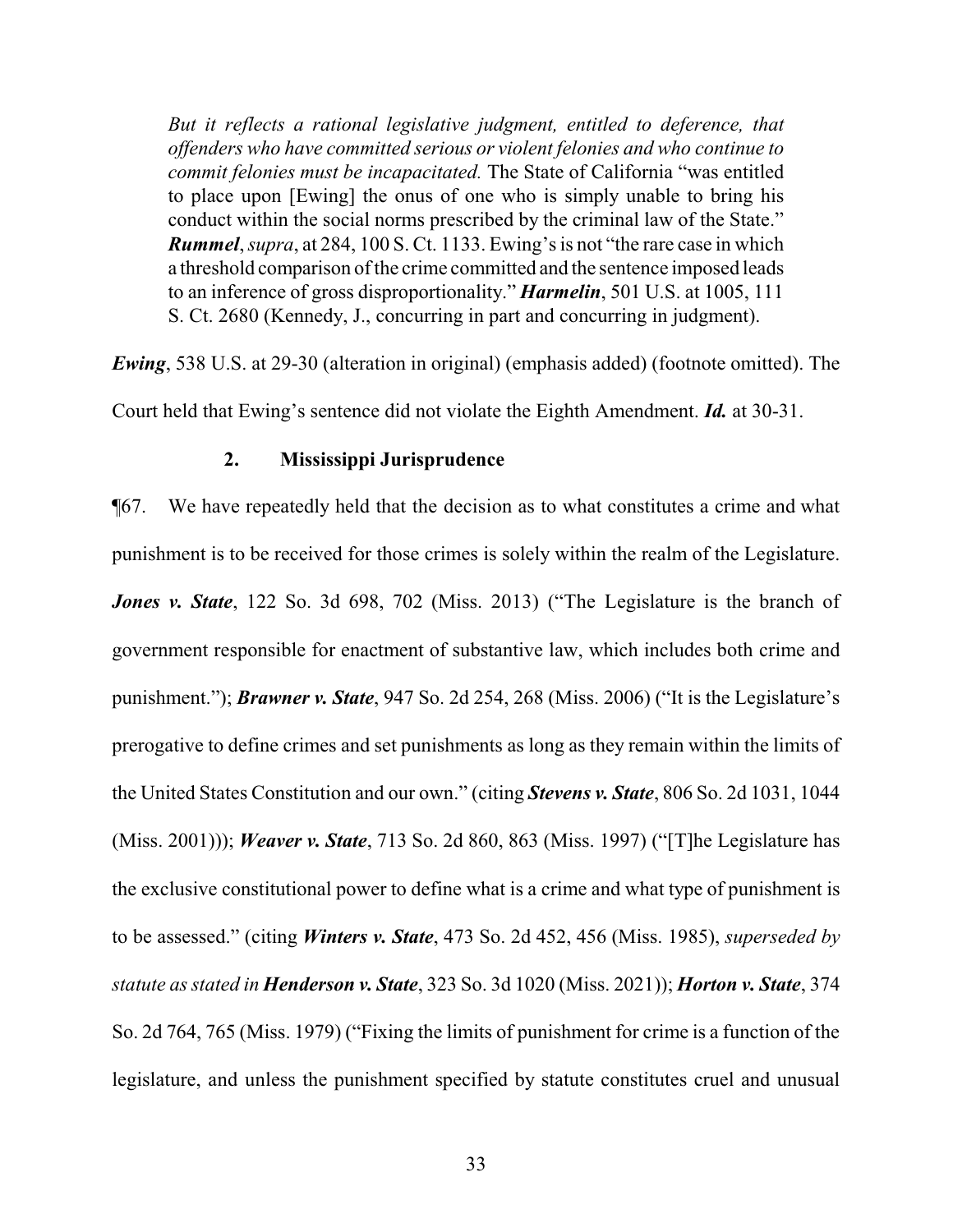> *But it reflects a rational legislative judgment, entitled to deference, that offenders who have committed serious or violent felonies and who continue to commit felonies must be incapacitated.* The State of California "was entitled to place upon [Ewing] the onus of one who is simply unable to bring his conduct within the social norms prescribed by the criminal law of the State." ***Rummel***, *supra*, at 284, 100 S. Ct. 1133. Ewing's is not "the rare case in which a threshold comparison of the crime committed and the sentence imposed leads to an inference of gross disproportionality." ***Harmelin***, 501 U.S. at 1005, 111 S. Ct. 2680 (Kennedy, J., concurring in part and concurring in judgment).

***Ewing***, 538 U.S. at 29-30 (alteration in original) (emphasis added) (footnote omitted). The Court held that Ewing's sentence did not violate the Eighth Amendment. ***Id.*** at 30-31.

### 2. Mississippi Jurisprudence

¶67. We have repeatedly held that the decision as to what constitutes a crime and what punishment is to be received for those crimes is solely within the realm of the Legislature. ***Jones v. State***, 122 So. 3d 698, 702 (Miss. 2013) ("The Legislature is the branch of government responsible for enactment of substantive law, which includes both crime and punishment."); ***Brawner v. State***, 947 So. 2d 254, 268 (Miss. 2006) ("It is the Legislature's prerogative to define crimes and set punishments as long as they remain within the limits of the United States Constitution and our own." (citing ***Stevens v. State***, 806 So. 2d 1031, 1044 (Miss. 2001))); ***Weaver v. State***, 713 So. 2d 860, 863 (Miss. 1997) ("[T]he Legislature has the exclusive constitutional power to define what is a crime and what type of punishment is to be assessed." (citing ***Winters v. State***, 473 So. 2d 452, 456 (Miss. 1985), *superseded by statute as stated in* ***Henderson v. State***, 323 So. 3d 1020 (Miss. 2021)); ***Horton v. State***, 374 So. 2d 764, 765 (Miss. 1979) ("Fixing the limits of punishment for crime is a function of the legislature, and unless the punishment specified by statute constitutes cruel and unusual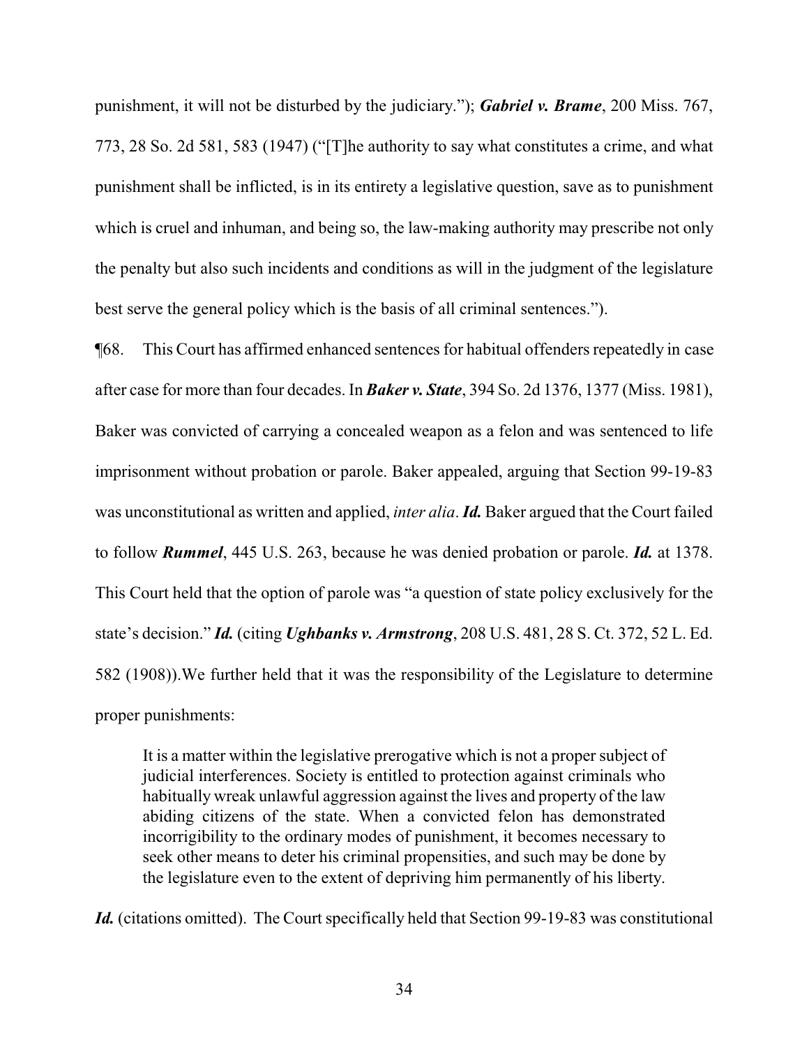punishment, it will not be disturbed by the judiciary."); ***Gabriel v. Brame***, 200 Miss. 767, 773, 28 So. 2d 581, 583 (1947) ("[T]he authority to say what constitutes a crime, and what punishment shall be inflicted, is in its entirety a legislative question, save as to punishment which is cruel and inhuman, and being so, the law-making authority may prescribe not only the penalty but also such incidents and conditions as will in the judgment of the legislature best serve the general policy which is the basis of all criminal sentences.").

¶68. This Court has affirmed enhanced sentences for habitual offenders repeatedly in case after case for more than four decades. In ***Baker v. State***, 394 So. 2d 1376, 1377 (Miss. 1981), Baker was convicted of carrying a concealed weapon as a felon and was sentenced to life imprisonment without probation or parole. Baker appealed, arguing that Section 99-19-83 was unconstitutional as written and applied, *inter alia*. ***Id.*** Baker argued that the Court failed to follow ***Rummel***, 445 U.S. 263, because he was denied probation or parole. ***Id.*** at 1378. This Court held that the option of parole was "a question of state policy exclusively for the state's decision." ***Id.*** (citing ***Ughbanks v. Armstrong***, 208 U.S. 481, 28 S. Ct. 372, 52 L. Ed. 582 (1908)).We further held that it was the responsibility of the Legislature to determine proper punishments:

> It is a matter within the legislative prerogative which is not a proper subject of judicial interferences. Society is entitled to protection against criminals who habitually wreak unlawful aggression against the lives and property of the law abiding citizens of the state. When a convicted felon has demonstrated incorrigibility to the ordinary modes of punishment, it becomes necessary to seek other means to deter his criminal propensities, and such may be done by the legislature even to the extent of depriving him permanently of his liberty.

***Id.*** (citations omitted). The Court specifically held that Section 99-19-83 was constitutional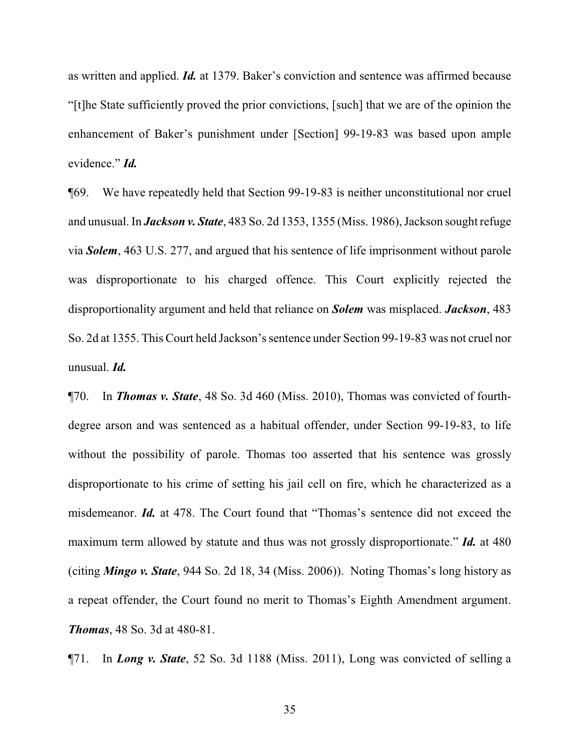as written and applied. ***Id.*** at 1379. Baker's conviction and sentence was affirmed because "[t]he State sufficiently proved the prior convictions, [such] that we are of the opinion the enhancement of Baker's punishment under [Section] 99-19-83 was based upon ample evidence." ***Id.***

¶69. We have repeatedly held that Section 99-19-83 is neither unconstitutional nor cruel and unusual. In ***Jackson v. State***, 483 So. 2d 1353, 1355 (Miss. 1986), Jackson sought refuge via ***Solem***, 463 U.S. 277, and argued that his sentence of life imprisonment without parole was disproportionate to his charged offence. This Court explicitly rejected the disproportionality argument and held that reliance on ***Solem*** was misplaced. ***Jackson***, 483 So. 2d at 1355. This Court held Jackson's sentence under Section 99-19-83 was not cruel nor unusual. ***Id.***

¶70. In ***Thomas v. State***, 48 So. 3d 460 (Miss. 2010), Thomas was convicted of fourth-degree arson and was sentenced as a habitual offender, under Section 99-19-83, to life without the possibility of parole. Thomas too asserted that his sentence was grossly disproportionate to his crime of setting his jail cell on fire, which he characterized as a misdemeanor. ***Id.*** at 478. The Court found that "Thomas's sentence did not exceed the maximum term allowed by statute and thus was not grossly disproportionate." ***Id.*** at 480 (citing ***Mingo v. State***, 944 So. 2d 18, 34 (Miss. 2006)). Noting Thomas's long history as a repeat offender, the Court found no merit to Thomas's Eighth Amendment argument. ***Thomas***, 48 So. 3d at 480-81.

¶71. In ***Long v. State***, 52 So. 3d 1188 (Miss. 2011), Long was convicted of selling a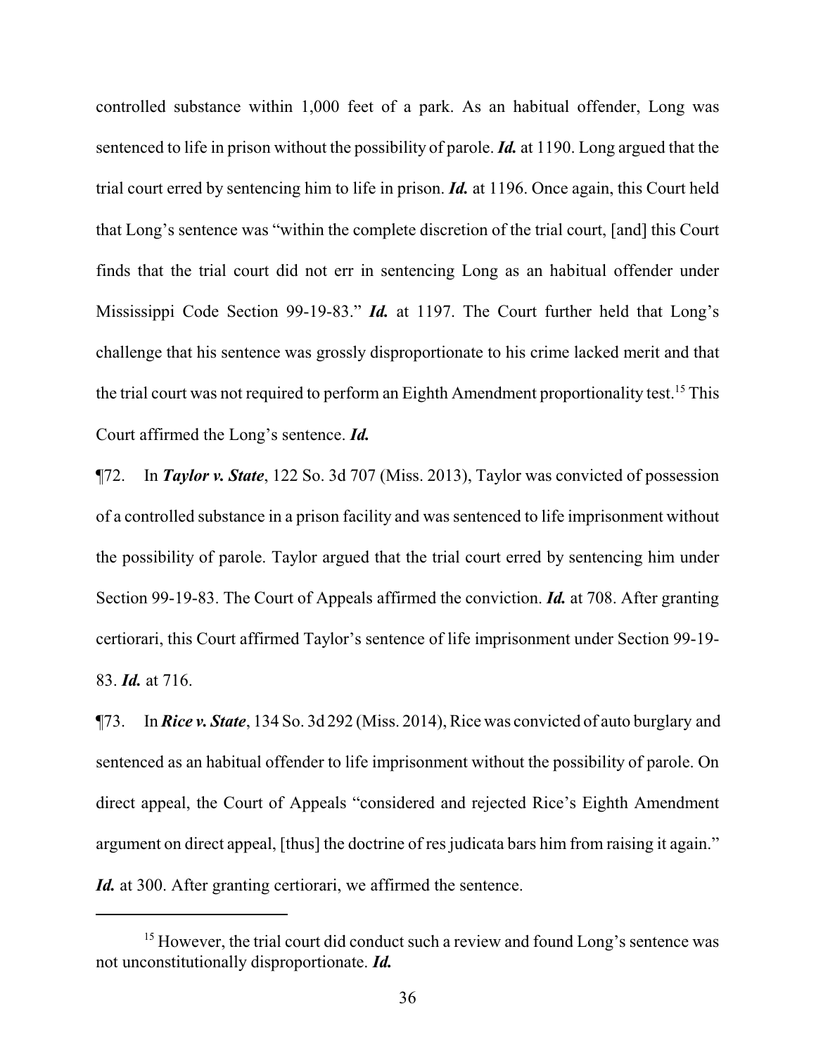controlled substance within 1,000 feet of a park. As an habitual offender, Long was sentenced to life in prison without the possibility of parole. ***Id.*** at 1190. Long argued that the trial court erred by sentencing him to life in prison. ***Id.*** at 1196. Once again, this Court held that Long's sentence was "within the complete discretion of the trial court, [and] this Court finds that the trial court did not err in sentencing Long as an habitual offender under Mississippi Code Section 99-19-83." ***Id.*** at 1197. The Court further held that Long's challenge that his sentence was grossly disproportionate to his crime lacked merit and that the trial court was not required to perform an Eighth Amendment proportionality test.[15] This Court affirmed the Long's sentence. ***Id.***

¶72. In ***Taylor v. State***, 122 So. 3d 707 (Miss. 2013), Taylor was convicted of possession of a controlled substance in a prison facility and was sentenced to life imprisonment without the possibility of parole. Taylor argued that the trial court erred by sentencing him under Section 99-19-83. The Court of Appeals affirmed the conviction. ***Id.*** at 708. After granting certiorari, this Court affirmed Taylor's sentence of life imprisonment under Section 99-19-83. ***Id.*** at 716.

¶73. In ***Rice v. State***, 134 So. 3d 292 (Miss. 2014), Rice was convicted of auto burglary and sentenced as an habitual offender to life imprisonment without the possibility of parole. On direct appeal, the Court of Appeals "considered and rejected Rice's Eighth Amendment argument on direct appeal, [thus] the doctrine of res judicata bars him from raising it again." ***Id.*** at 300. After granting certiorari, we affirmed the sentence.

---

[15] However, the trial court did conduct such a review and found Long's sentence was not unconstitutionally disproportionate. ***Id.***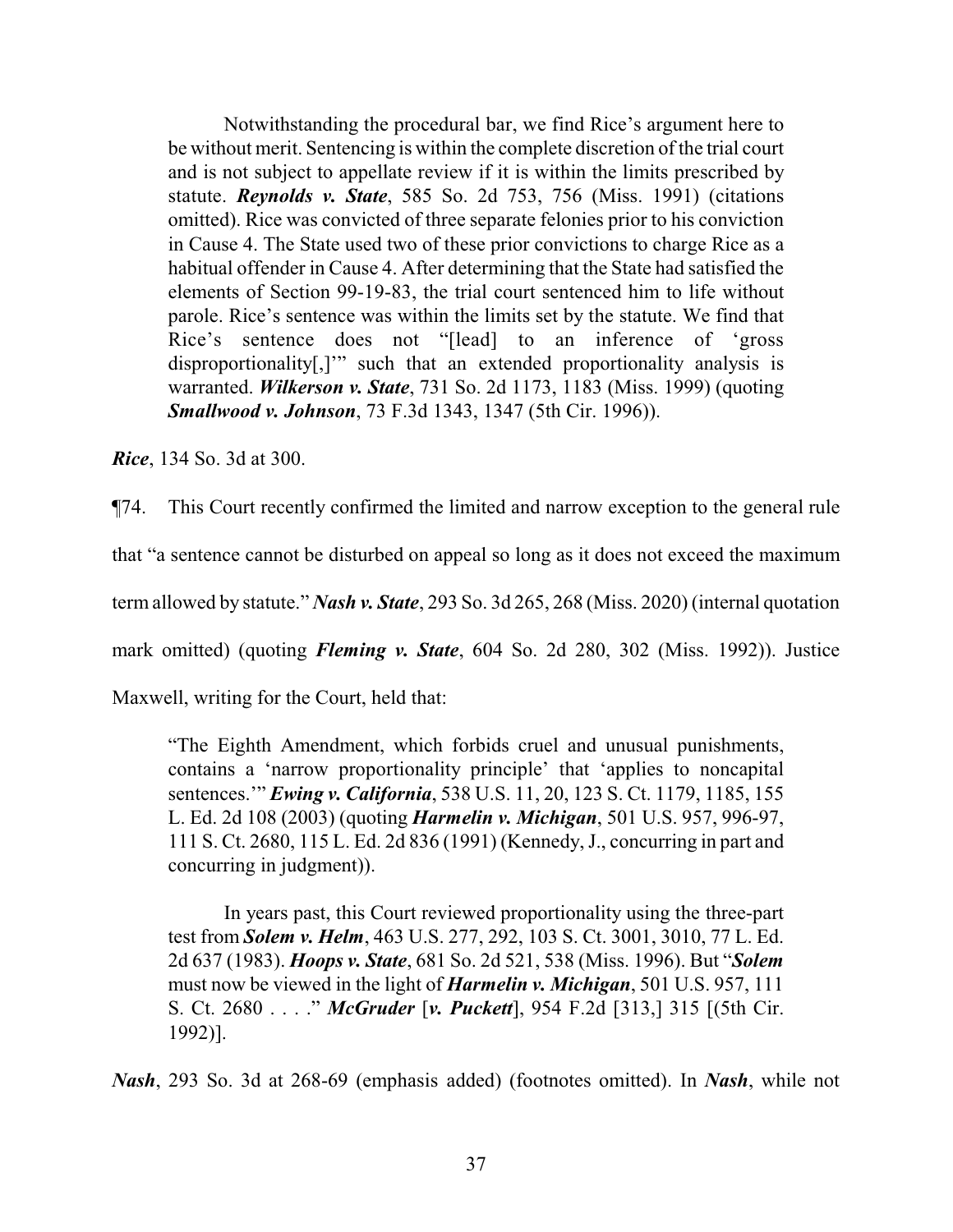> Notwithstanding the procedural bar, we find Rice's argument here to be without merit. Sentencing is within the complete discretion of the trial court and is not subject to appellate review if it is within the limits prescribed by statute. ***Reynolds v. State***, 585 So. 2d 753, 756 (Miss. 1991) (citations omitted). Rice was convicted of three separate felonies prior to his conviction in Cause 4. The State used two of these prior convictions to charge Rice as a habitual offender in Cause 4. After determining that the State had satisfied the elements of Section 99-19-83, the trial court sentenced him to life without parole. Rice's sentence was within the limits set by the statute. We find that Rice's sentence does not "[lead] to an inference of 'gross disproportionality[,]'" such that an extended proportionality analysis is warranted. ***Wilkerson v. State***, 731 So. 2d 1173, 1183 (Miss. 1999) (quoting ***Smallwood v. Johnson***, 73 F.3d 1343, 1347 (5th Cir. 1996)).

***Rice***, 134 So. 3d at 300.

¶74. This Court recently confirmed the limited and narrow exception to the general rule that "a sentence cannot be disturbed on appeal so long as it does not exceed the maximum term allowed by statute." ***Nash v. State***, 293 So. 3d 265, 268 (Miss. 2020) (internal quotation mark omitted) (quoting ***Fleming v. State***, 604 So. 2d 280, 302 (Miss. 1992)). Justice Maxwell, writing for the Court, held that:

> "The Eighth Amendment, which forbids cruel and unusual punishments, contains a 'narrow proportionality principle' that 'applies to noncapital sentences.'" ***Ewing v. California***, 538 U.S. 11, 20, 123 S. Ct. 1179, 1185, 155 L. Ed. 2d 108 (2003) (quoting ***Harmelin v. Michigan***, 501 U.S. 957, 996-97, 111 S. Ct. 2680, 115 L. Ed. 2d 836 (1991) (Kennedy, J., concurring in part and concurring in judgment)).
>
> In years past, this Court reviewed proportionality using the three-part test from ***Solem v. Helm***, 463 U.S. 277, 292, 103 S. Ct. 3001, 3010, 77 L. Ed. 2d 637 (1983). ***Hoops v. State***, 681 So. 2d 521, 538 (Miss. 1996). But "***Solem*** must now be viewed in the light of ***Harmelin v. Michigan***, 501 U.S. 957, 111 S. Ct. 2680 . . . ." ***McGruder*** [***v. Puckett***], 954 F.2d [313,] 315 [(5th Cir. 1992)].

***Nash***, 293 So. 3d at 268-69 (emphasis added) (footnotes omitted). In ***Nash***, while not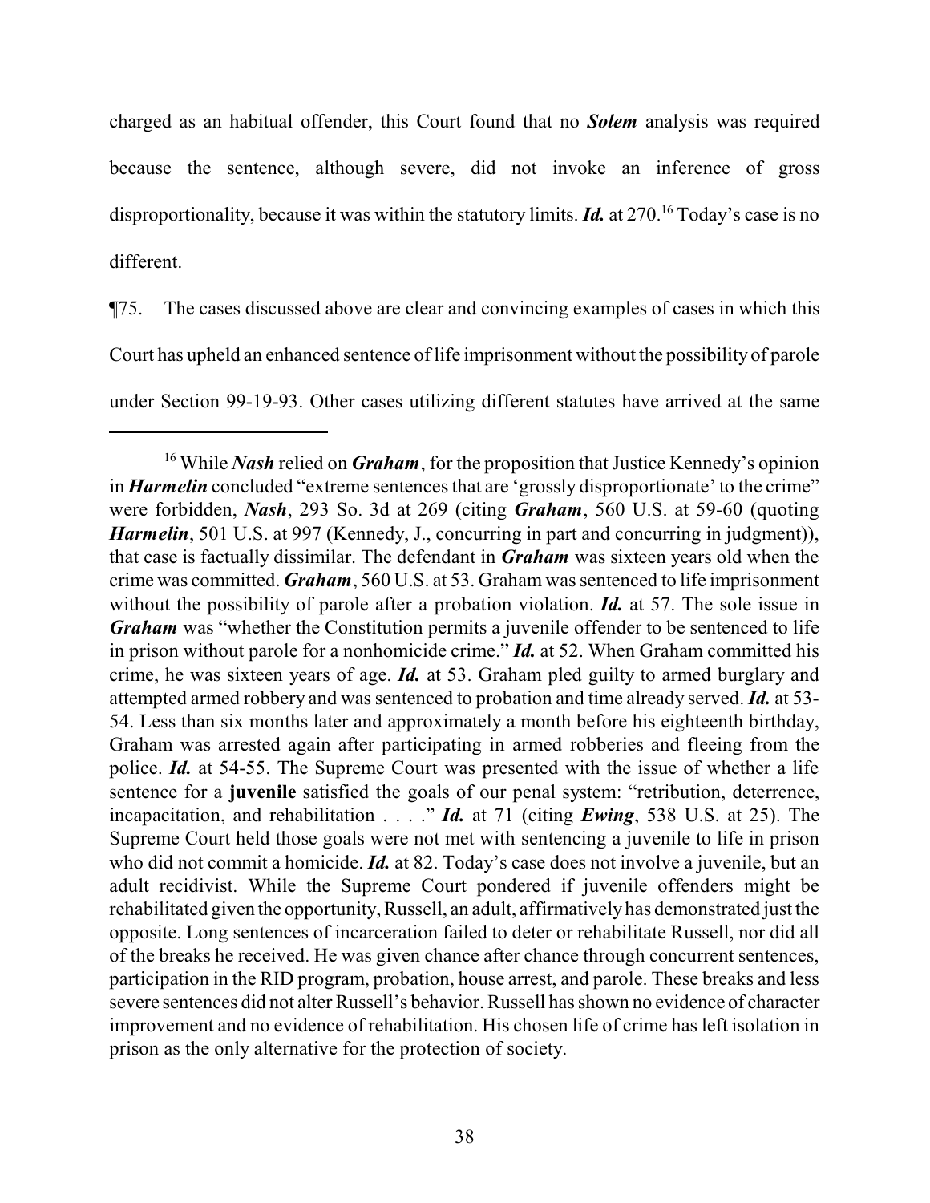charged as an habitual offender, this Court found that no ***Solem*** analysis was required because the sentence, although severe, did not invoke an inference of gross disproportionality, because it was within the statutory limits. ***Id.*** at 270.[16] Today's case is no different.

¶75. The cases discussed above are clear and convincing examples of cases in which this Court has upheld an enhanced sentence of life imprisonment without the possibility of parole under Section 99-19-93. Other cases utilizing different statutes have arrived at the same

---

[16] While ***Nash*** relied on ***Graham***, for the proposition that Justice Kennedy's opinion in ***Harmelin*** concluded "extreme sentences that are 'grossly disproportionate' to the crime" were forbidden, ***Nash***, 293 So. 3d at 269 (citing ***Graham***, 560 U.S. at 59-60 (quoting ***Harmelin***, 501 U.S. at 997 (Kennedy, J., concurring in part and concurring in judgment)), that case is factually dissimilar. The defendant in ***Graham*** was sixteen years old when the crime was committed. ***Graham***, 560 U.S. at 53. Graham was sentenced to life imprisonment without the possibility of parole after a probation violation. ***Id.*** at 57. The sole issue in ***Graham*** was "whether the Constitution permits a juvenile offender to be sentenced to life in prison without parole for a nonhomicide crime." ***Id.*** at 52. When Graham committed his crime, he was sixteen years of age. ***Id.*** at 53. Graham pled guilty to armed burglary and attempted armed robbery and was sentenced to probation and time already served. ***Id.*** at 53-54. Less than six months later and approximately a month before his eighteenth birthday, Graham was arrested again after participating in armed robberies and fleeing from the police. ***Id.*** at 54-55. The Supreme Court was presented with the issue of whether a life sentence for a **juvenile** satisfied the goals of our penal system: "retribution, deterrence, incapacitation, and rehabilitation . . . ." ***Id.*** at 71 (citing ***Ewing***, 538 U.S. at 25). The Supreme Court held those goals were not met with sentencing a juvenile to life in prison who did not commit a homicide. ***Id.*** at 82. Today's case does not involve a juvenile, but an adult recidivist. While the Supreme Court pondered if juvenile offenders might be rehabilitated given the opportunity, Russell, an adult, affirmatively has demonstrated just the opposite. Long sentences of incarceration failed to deter or rehabilitate Russell, nor did all of the breaks he received. He was given chance after chance through concurrent sentences, participation in the RID program, probation, house arrest, and parole. These breaks and less severe sentences did not alter Russell's behavior. Russell has shown no evidence of character improvement and no evidence of rehabilitation. His chosen life of crime has left isolation in prison as the only alternative for the protection of society.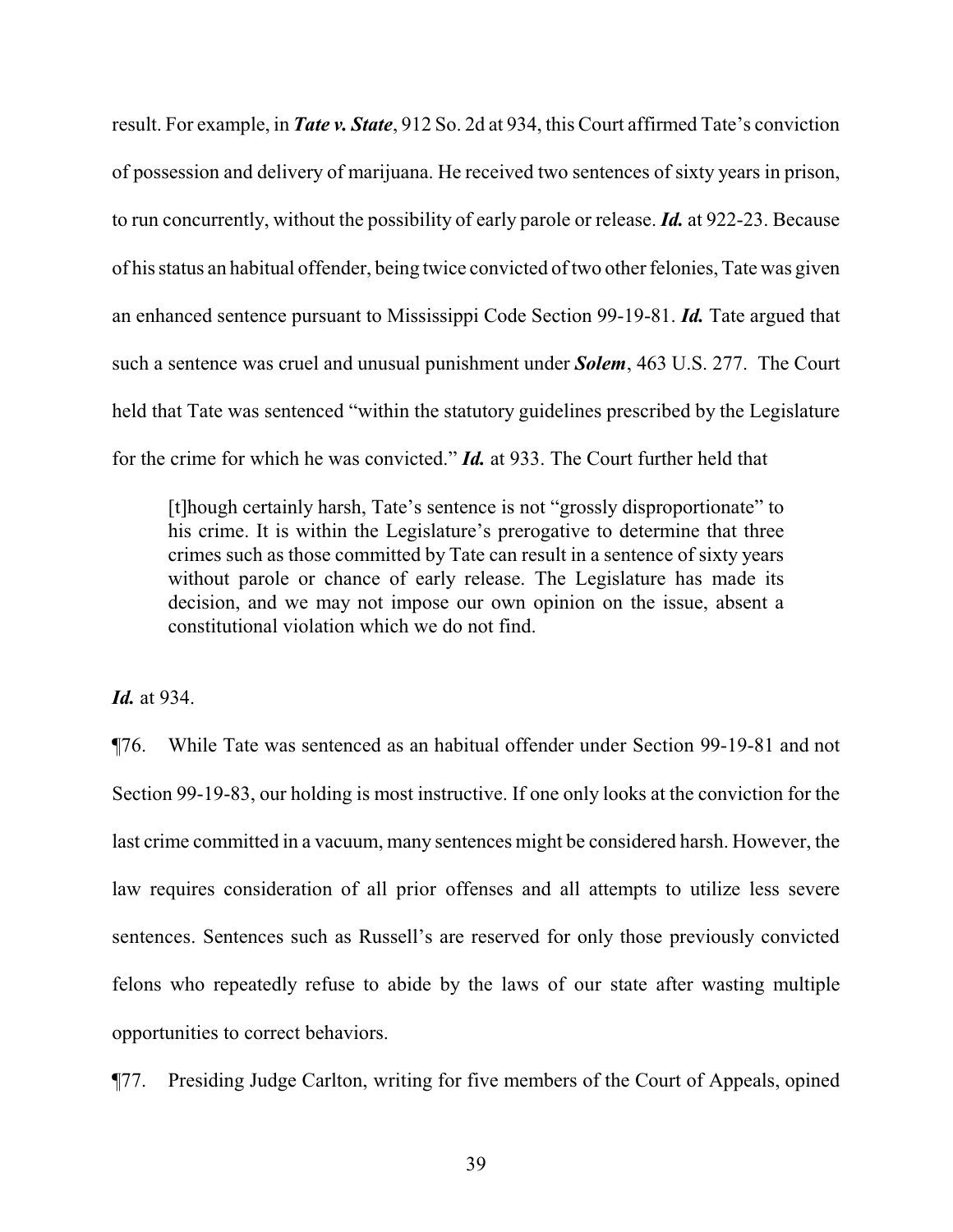result. For example, in ***Tate v. State***, 912 So. 2d at 934, this Court affirmed Tate's conviction of possession and delivery of marijuana. He received two sentences of sixty years in prison, to run concurrently, without the possibility of early parole or release. ***Id.*** at 922-23. Because of his status an habitual offender, being twice convicted of two other felonies, Tate was given an enhanced sentence pursuant to Mississippi Code Section 99-19-81. ***Id.*** Tate argued that such a sentence was cruel and unusual punishment under ***Solem***, 463 U.S. 277. The Court held that Tate was sentenced "within the statutory guidelines prescribed by the Legislature for the crime for which he was convicted." ***Id.*** at 933. The Court further held that

> [t]hough certainly harsh, Tate's sentence is not "grossly disproportionate" to his crime. It is within the Legislature's prerogative to determine that three crimes such as those committed by Tate can result in a sentence of sixty years without parole or chance of early release. The Legislature has made its decision, and we may not impose our own opinion on the issue, absent a constitutional violation which we do not find.

***Id.*** at 934.

¶76. While Tate was sentenced as an habitual offender under Section 99-19-81 and not Section 99-19-83, our holding is most instructive. If one only looks at the conviction for the last crime committed in a vacuum, many sentences might be considered harsh. However, the law requires consideration of all prior offenses and all attempts to utilize less severe sentences. Sentences such as Russell's are reserved for only those previously convicted felons who repeatedly refuse to abide by the laws of our state after wasting multiple opportunities to correct behaviors.

¶77. Presiding Judge Carlton, writing for five members of the Court of Appeals, opined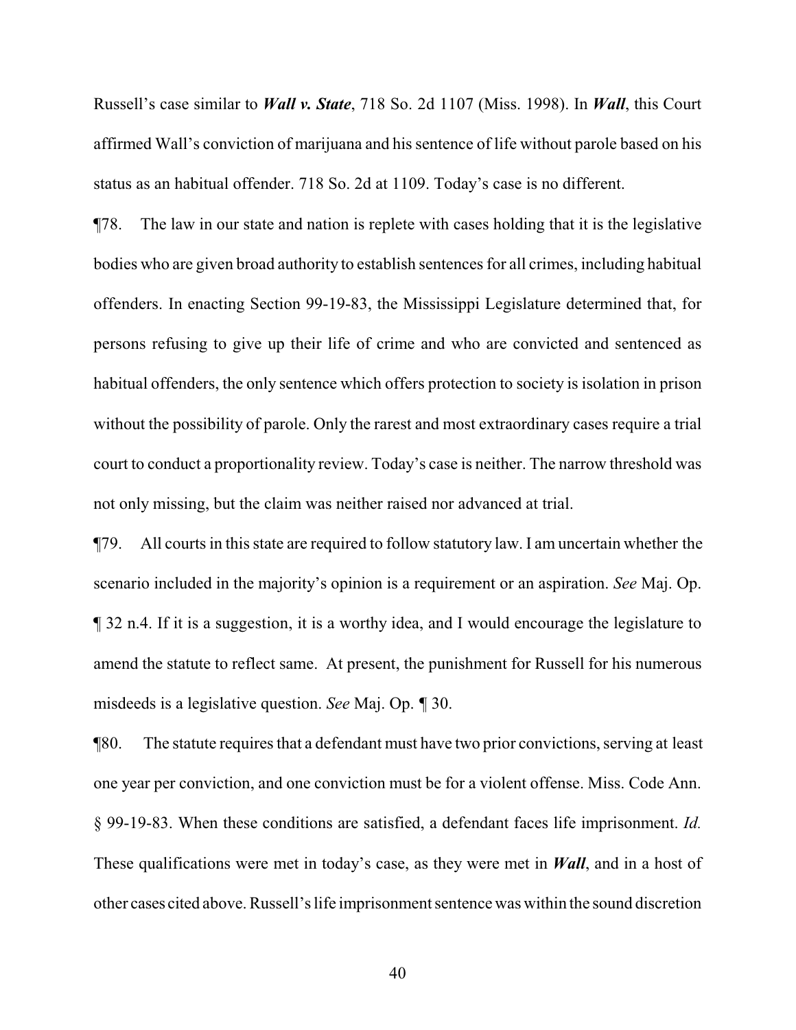Russell's case similar to ***Wall v. State***, 718 So. 2d 1107 (Miss. 1998). In ***Wall***, this Court affirmed Wall's conviction of marijuana and his sentence of life without parole based on his status as an habitual offender. 718 So. 2d at 1109. Today's case is no different.

¶78. The law in our state and nation is replete with cases holding that it is the legislative bodies who are given broad authority to establish sentences for all crimes, including habitual offenders. In enacting Section 99-19-83, the Mississippi Legislature determined that, for persons refusing to give up their life of crime and who are convicted and sentenced as habitual offenders, the only sentence which offers protection to society is isolation in prison without the possibility of parole. Only the rarest and most extraordinary cases require a trial court to conduct a proportionality review. Today's case is neither. The narrow threshold was not only missing, but the claim was neither raised nor advanced at trial.

¶79. All courts in this state are required to follow statutory law. I am uncertain whether the scenario included in the majority's opinion is a requirement or an aspiration. *See* Maj. Op. ¶ 32 n.4. If it is a suggestion, it is a worthy idea, and I would encourage the legislature to amend the statute to reflect same. At present, the punishment for Russell for his numerous misdeeds is a legislative question. *See* Maj. Op. ¶ 30.

¶80. The statute requires that a defendant must have two prior convictions, serving at least one year per conviction, and one conviction must be for a violent offense. Miss. Code Ann. § 99-19-83. When these conditions are satisfied, a defendant faces life imprisonment. *Id.* These qualifications were met in today's case, as they were met in ***Wall***, and in a host of other cases cited above. Russell's life imprisonment sentence was within the sound discretion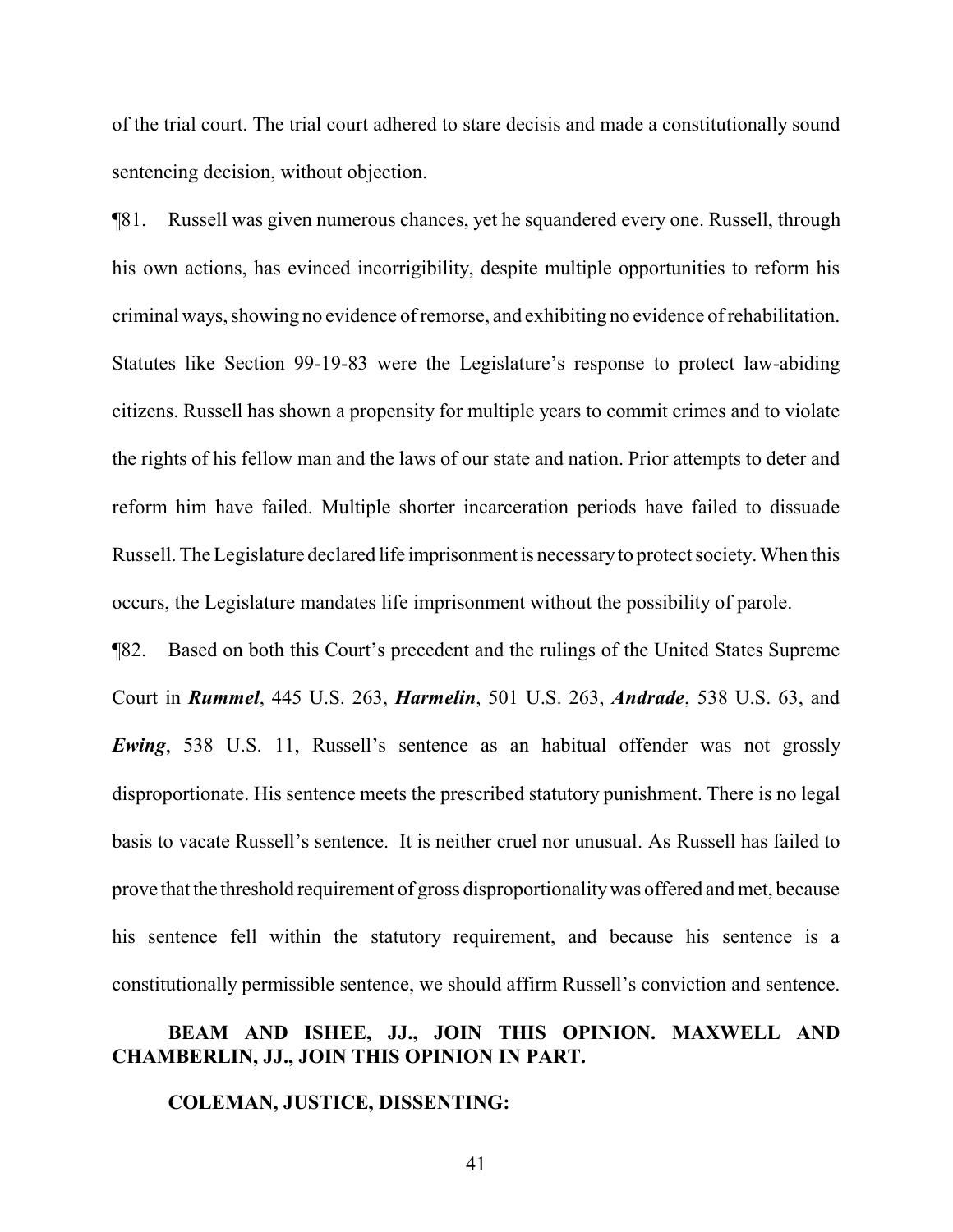of the trial court. The trial court adhered to stare decisis and made a constitutionally sound sentencing decision, without objection.

¶81. Russell was given numerous chances, yet he squandered every one. Russell, through his own actions, has evinced incorrigibility, despite multiple opportunities to reform his criminal ways, showing no evidence of remorse, and exhibiting no evidence of rehabilitation. Statutes like Section 99-19-83 were the Legislature's response to protect law-abiding citizens. Russell has shown a propensity for multiple years to commit crimes and to violate the rights of his fellow man and the laws of our state and nation. Prior attempts to deter and reform him have failed. Multiple shorter incarceration periods have failed to dissuade Russell. The Legislature declared life imprisonment is necessary to protect society. When this occurs, the Legislature mandates life imprisonment without the possibility of parole.

¶82. Based on both this Court's precedent and the rulings of the United States Supreme Court in ***Rummel***, 445 U.S. 263, ***Harmelin***, 501 U.S. 263, ***Andrade***, 538 U.S. 63, and ***Ewing***, 538 U.S. 11, Russell's sentence as an habitual offender was not grossly disproportionate. His sentence meets the prescribed statutory punishment. There is no legal basis to vacate Russell's sentence. It is neither cruel nor unusual. As Russell has failed to prove that the threshold requirement of gross disproportionality was offered and met, because his sentence fell within the statutory requirement, and because his sentence is a constitutionally permissible sentence, we should affirm Russell's conviction and sentence.

**BEAM AND ISHEE, JJ., JOIN THIS OPINION. MAXWELL AND CHAMBERLIN, JJ., JOIN THIS OPINION IN PART.**

**COLEMAN, JUSTICE, DISSENTING:**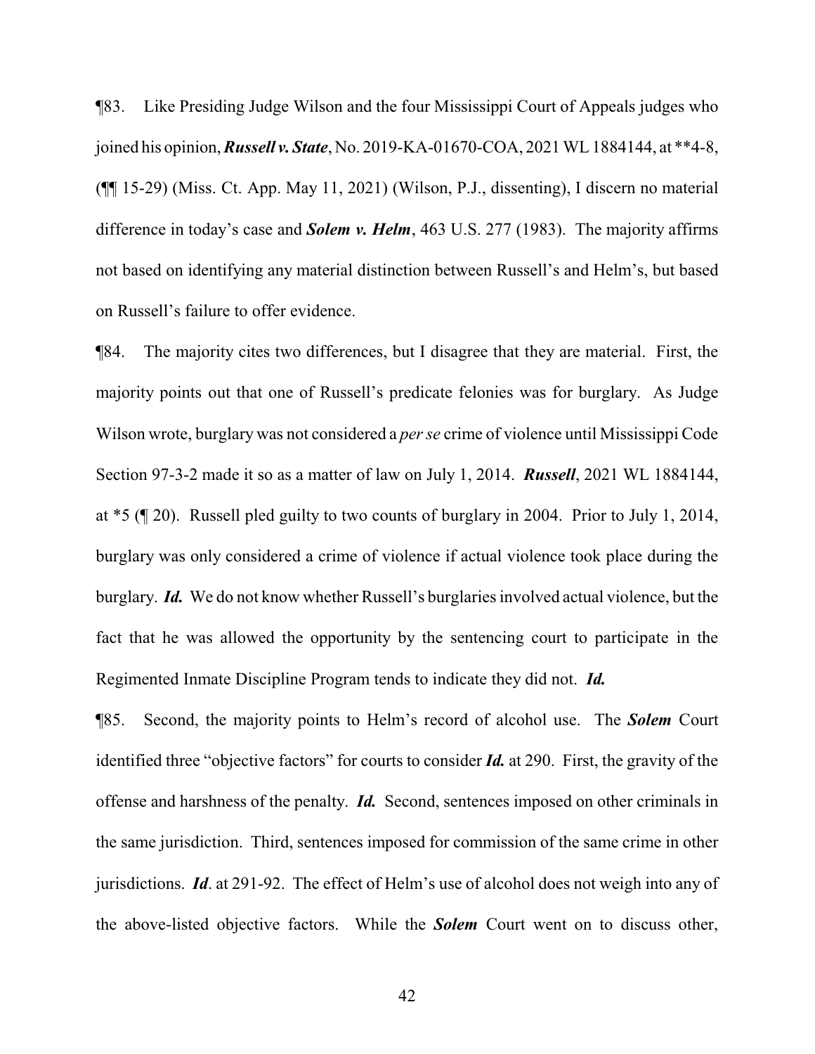¶83. Like Presiding Judge Wilson and the four Mississippi Court of Appeals judges who joined his opinion, ***Russell v. State***, No. 2019-KA-01670-COA, 2021 WL 1884144, at **4-8, (¶¶ 15-29) (Miss. Ct. App. May 11, 2021) (Wilson, P.J., dissenting), I discern no material difference in today's case and ***Solem v. Helm***, 463 U.S. 277 (1983). The majority affirms not based on identifying any material distinction between Russell's and Helm's, but based on Russell's failure to offer evidence.

¶84. The majority cites two differences, but I disagree that they are material. First, the majority points out that one of Russell's predicate felonies was for burglary. As Judge Wilson wrote, burglary was not considered a *per se* crime of violence until Mississippi Code Section 97-3-2 made it so as a matter of law on July 1, 2014. ***Russell***, 2021 WL 1884144, at *5 (¶ 20). Russell pled guilty to two counts of burglary in 2004. Prior to July 1, 2014, burglary was only considered a crime of violence if actual violence took place during the burglary. ***Id.*** We do not know whether Russell's burglaries involved actual violence, but the fact that he was allowed the opportunity by the sentencing court to participate in the Regimented Inmate Discipline Program tends to indicate they did not. ***Id.***

¶85. Second, the majority points to Helm's record of alcohol use. The ***Solem*** Court identified three "objective factors" for courts to consider ***Id.*** at 290. First, the gravity of the offense and harshness of the penalty. ***Id.*** Second, sentences imposed on other criminals in the same jurisdiction. Third, sentences imposed for commission of the same crime in other jurisdictions. ***Id***. at 291-92. The effect of Helm's use of alcohol does not weigh into any of the above-listed objective factors. While the ***Solem*** Court went on to discuss other,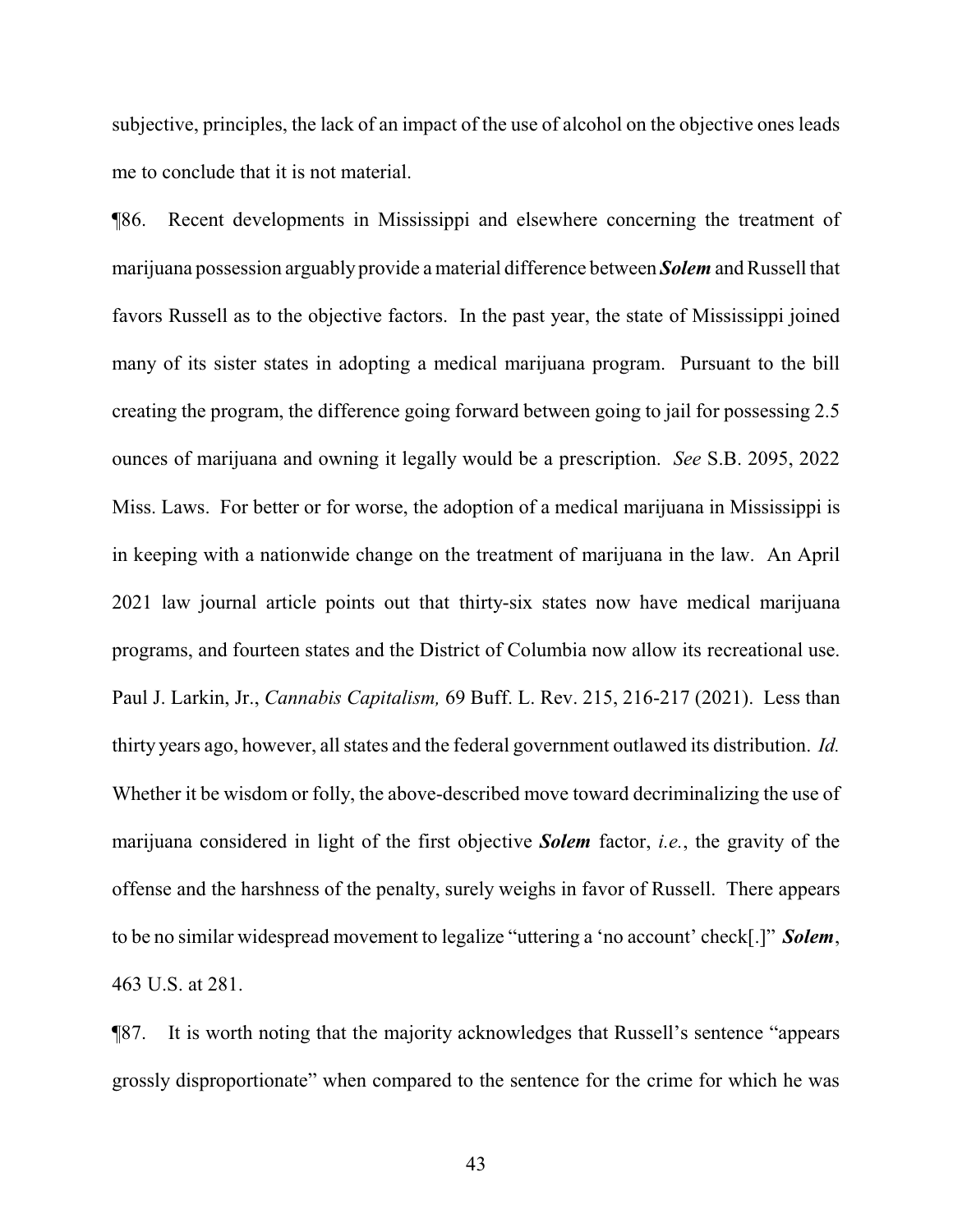subjective, principles, the lack of an impact of the use of alcohol on the objective ones leads me to conclude that it is not material.

¶86. Recent developments in Mississippi and elsewhere concerning the treatment of marijuana possession arguably provide a material difference between ***Solem*** and Russell that favors Russell as to the objective factors. In the past year, the state of Mississippi joined many of its sister states in adopting a medical marijuana program. Pursuant to the bill creating the program, the difference going forward between going to jail for possessing 2.5 ounces of marijuana and owning it legally would be a prescription. *See* S.B. 2095, 2022 Miss. Laws. For better or for worse, the adoption of a medical marijuana in Mississippi is in keeping with a nationwide change on the treatment of marijuana in the law. An April 2021 law journal article points out that thirty-six states now have medical marijuana programs, and fourteen states and the District of Columbia now allow its recreational use. Paul J. Larkin, Jr., *Cannabis Capitalism,* 69 Buff. L. Rev. 215, 216-217 (2021). Less than thirty years ago, however, all states and the federal government outlawed its distribution. *Id.* Whether it be wisdom or folly, the above-described move toward decriminalizing the use of marijuana considered in light of the first objective ***Solem*** factor, *i.e.*, the gravity of the offense and the harshness of the penalty, surely weighs in favor of Russell. There appears to be no similar widespread movement to legalize "uttering a 'no account' check[.]" ***Solem***, 463 U.S. at 281.

¶87. It is worth noting that the majority acknowledges that Russell's sentence "appears grossly disproportionate" when compared to the sentence for the crime for which he was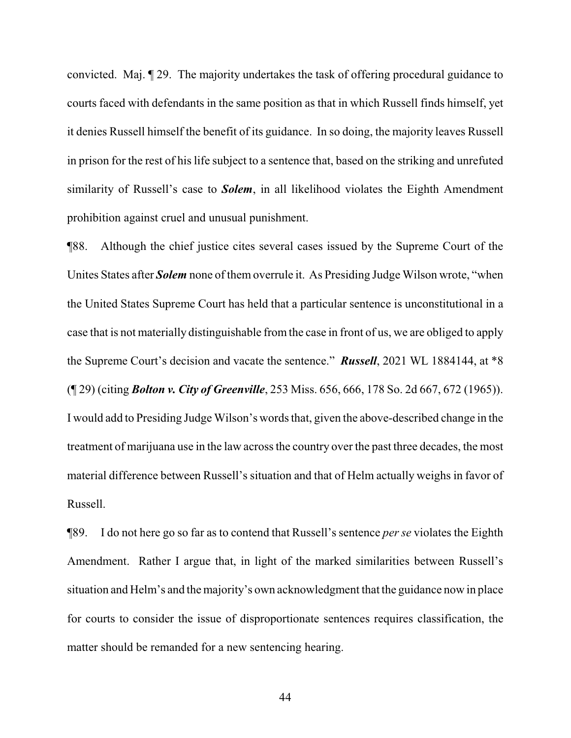convicted. Maj. ¶ 29. The majority undertakes the task of offering procedural guidance to courts faced with defendants in the same position as that in which Russell finds himself, yet it denies Russell himself the benefit of its guidance. In so doing, the majority leaves Russell in prison for the rest of his life subject to a sentence that, based on the striking and unrefuted similarity of Russell's case to ***Solem***, in all likelihood violates the Eighth Amendment prohibition against cruel and unusual punishment.

¶88. Although the chief justice cites several cases issued by the Supreme Court of the Unites States after ***Solem*** none of them overrule it. As Presiding Judge Wilson wrote, "when the United States Supreme Court has held that a particular sentence is unconstitutional in a case that is not materially distinguishable from the case in front of us, we are obliged to apply the Supreme Court's decision and vacate the sentence." ***Russell***, 2021 WL 1884144, at *8 (¶ 29) (citing ***Bolton v. City of Greenville***, 253 Miss. 656, 666, 178 So. 2d 667, 672 (1965)). I would add to Presiding Judge Wilson's words that, given the above-described change in the treatment of marijuana use in the law across the country over the past three decades, the most material difference between Russell's situation and that of Helm actually weighs in favor of Russell.

¶89. I do not here go so far as to contend that Russell's sentence *per se* violates the Eighth Amendment. Rather I argue that, in light of the marked similarities between Russell's situation and Helm's and the majority's own acknowledgment that the guidance now in place for courts to consider the issue of disproportionate sentences requires classification, the matter should be remanded for a new sentencing hearing.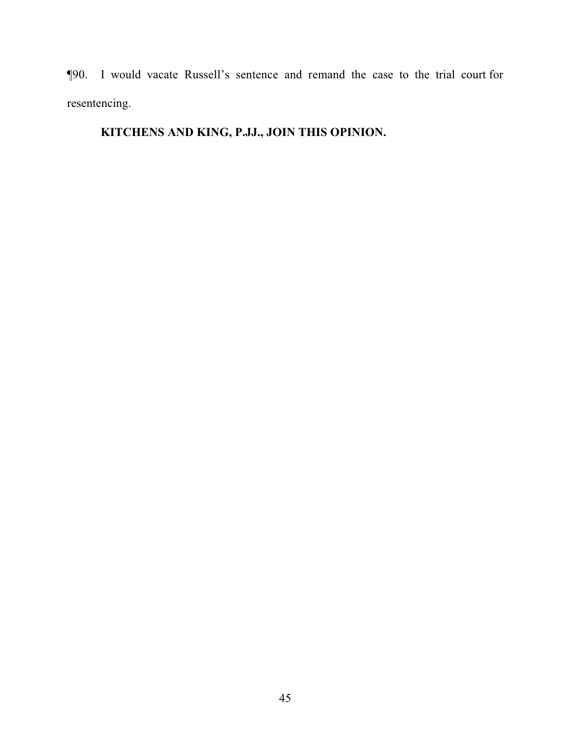¶90. I would vacate Russell's sentence and remand the case to the trial court for resentencing.

**KITCHENS AND KING, P.JJ., JOIN THIS OPINION.**